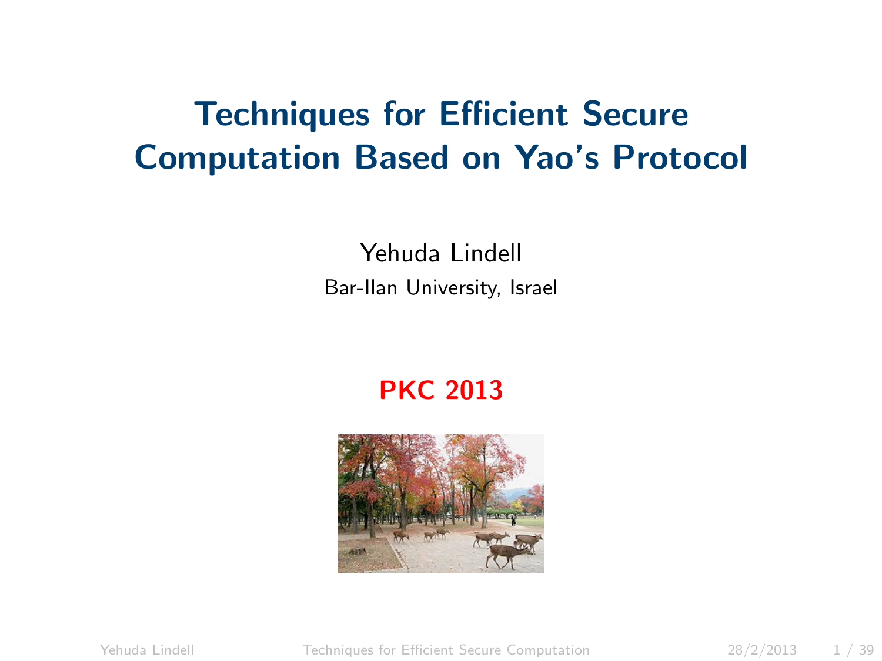# Techniques for Efficient Secure Computation Based on Yao's Protocol

Yehuda Lindell

Bar-Ilan University, Israel

**PKC 2013**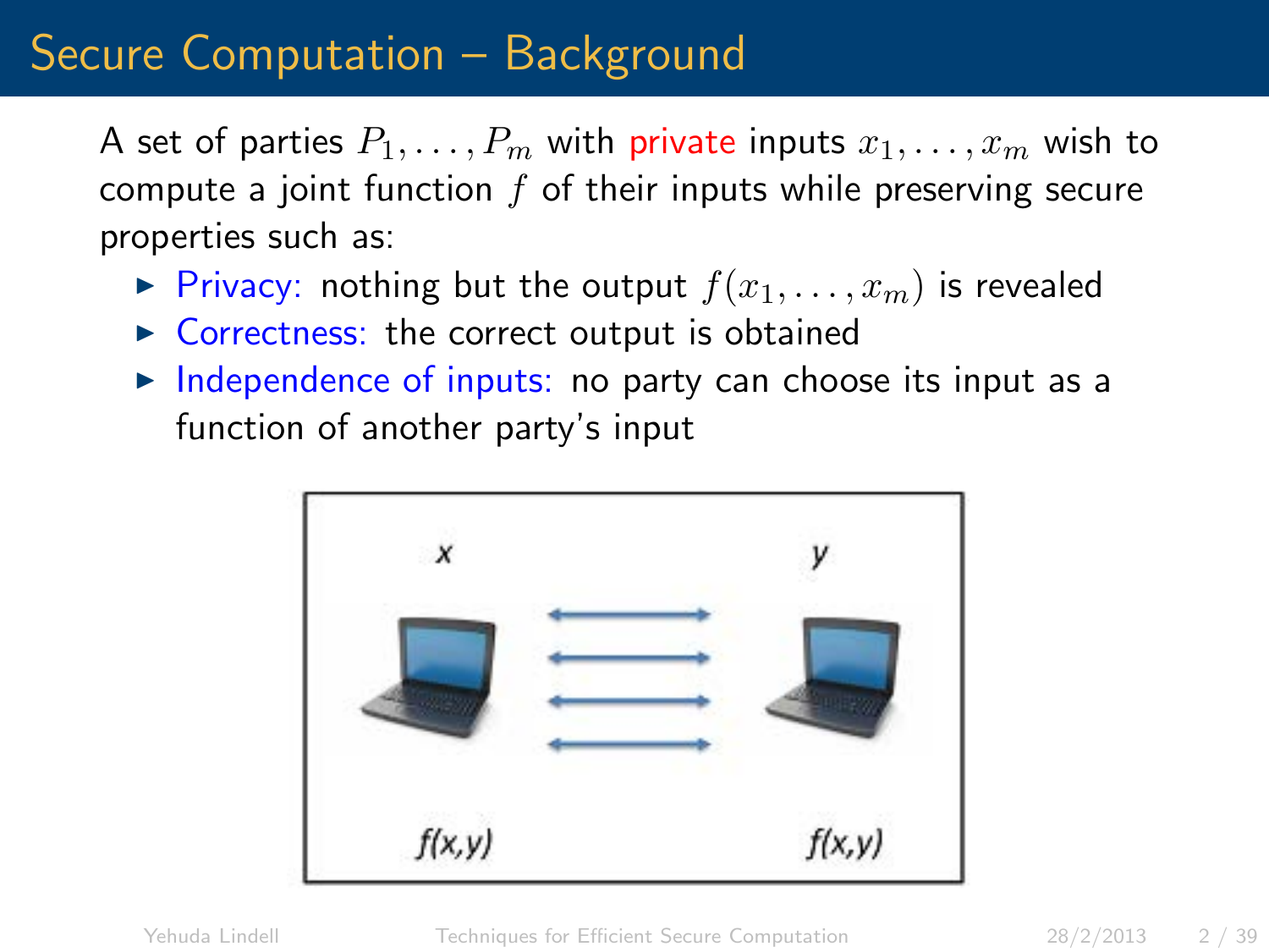# Secure Computation – Background

A set of parties $P_1, \ldots, P_m$ with private inputs $x_1, \ldots, x_m$ wish to compute a joint function $f$ of their inputs while preserving secure properties such as:

- Privacy: nothing but the output $f(x_1, \ldots, x_m)$ is revealed
- Correctness: the correct output is obtained
- Independence of inputs: no party can choose its input as a function of another party's input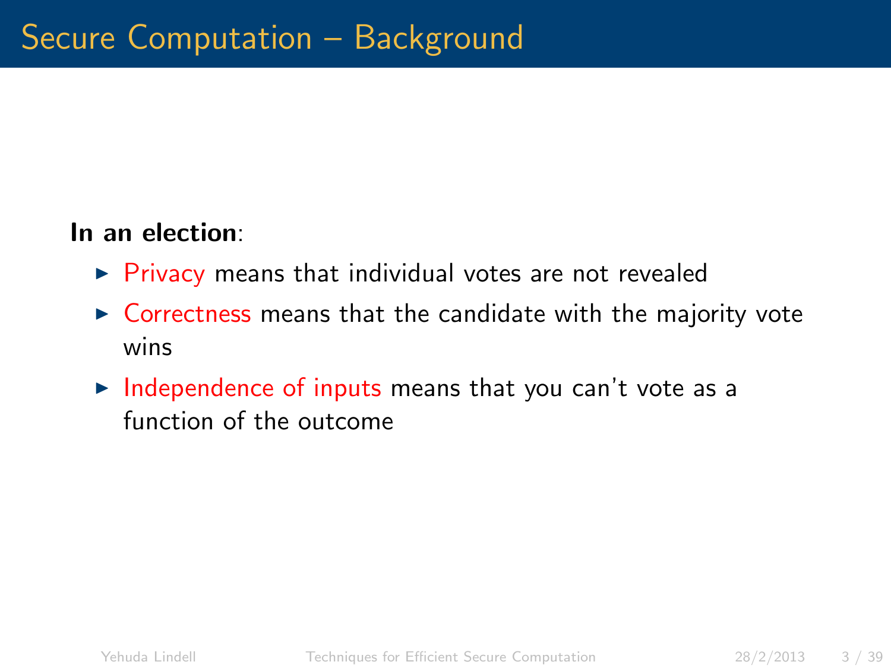# Secure Computation – Background

**In an election**:

- Privacy means that individual votes are not revealed
- Correctness means that the candidate with the majority vote wins
- Independence of inputs means that you can't vote as a function of the outcome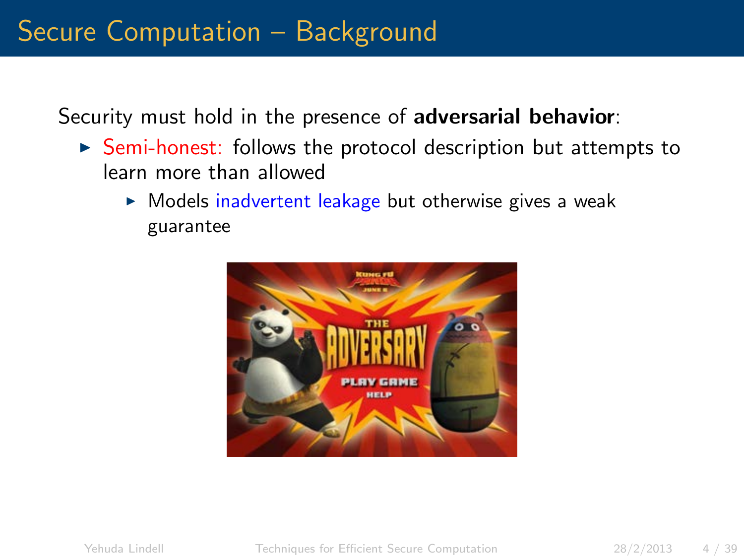# Secure Computation – Background

Security must hold in the presence of **adversarial behavior**:

- Semi-honest: follows the protocol description but attempts to learn more than allowed
  - Models inadvertent leakage but otherwise gives a weak guarantee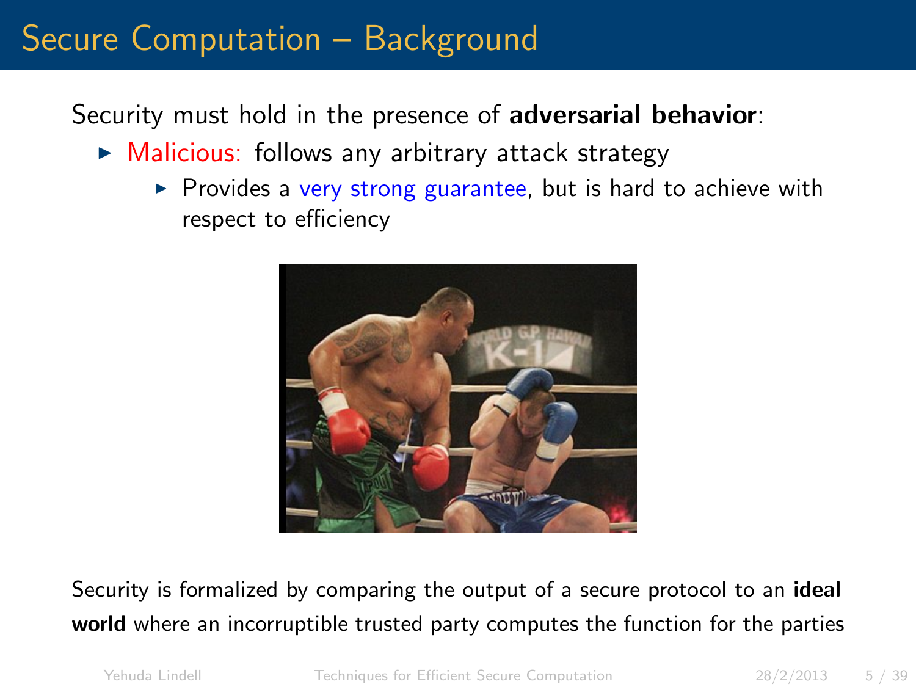# Secure Computation – Background

Security must hold in the presence of **adversarial behavior**:

- Malicious: follows any arbitrary attack strategy
  - Provides a very strong guarantee, but is hard to achieve with respect to efficiency

Security is formalized by comparing the output of a secure protocol to an **ideal world** where an incorruptible trusted party computes the function for the parties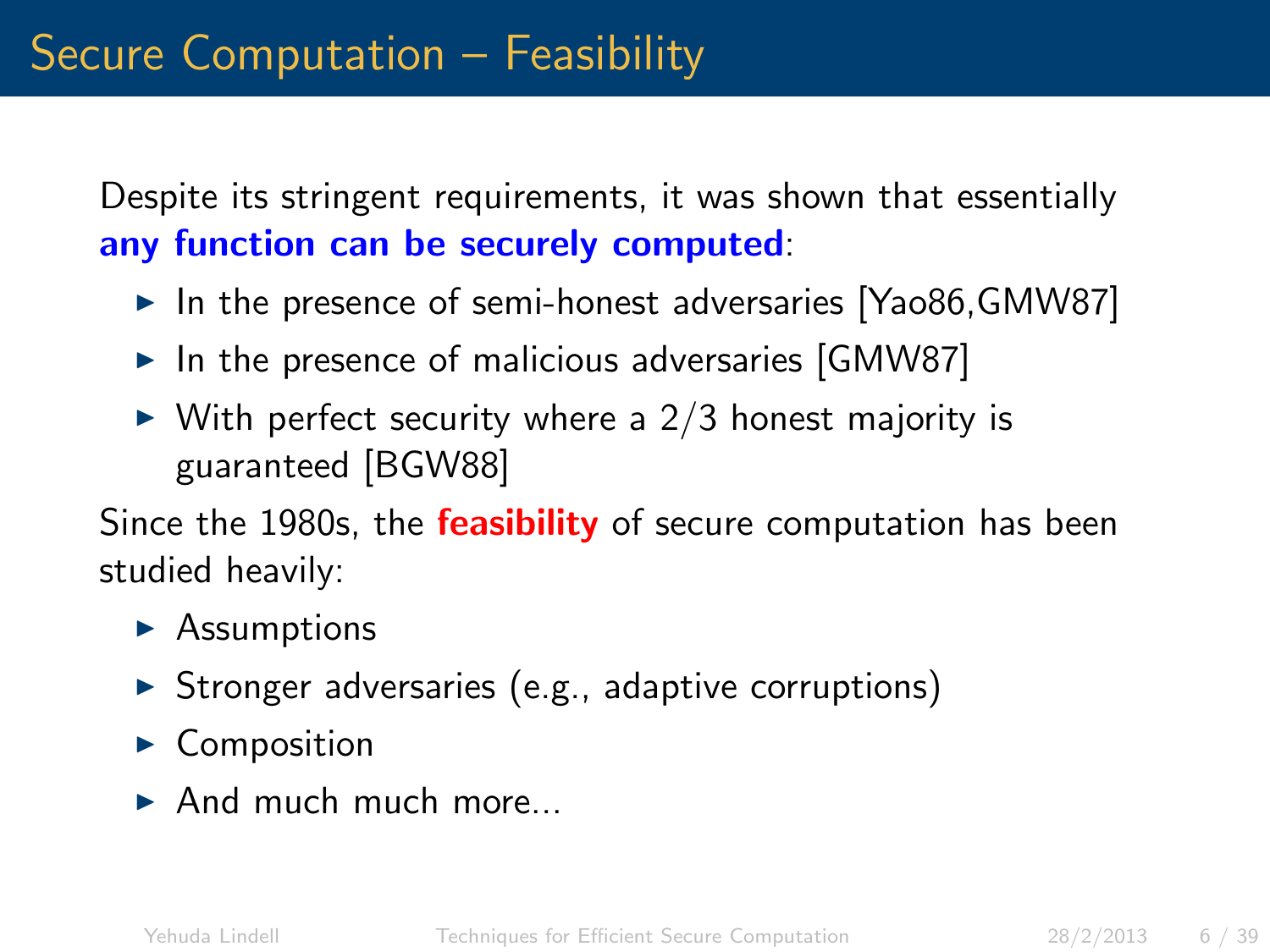# Secure Computation – Feasibility

Despite its stringent requirements, it was shown that essentially **any function can be securely computed**:

- In the presence of semi-honest adversaries [Yao86,GMW87]
- In the presence of malicious adversaries [GMW87]
- With perfect security where a 2/3 honest majority is guaranteed [BGW88]

Since the 1980s, the **feasibility** of secure computation has been studied heavily:

- Assumptions
- Stronger adversaries (e.g., adaptive corruptions)
- Composition
- And much much more...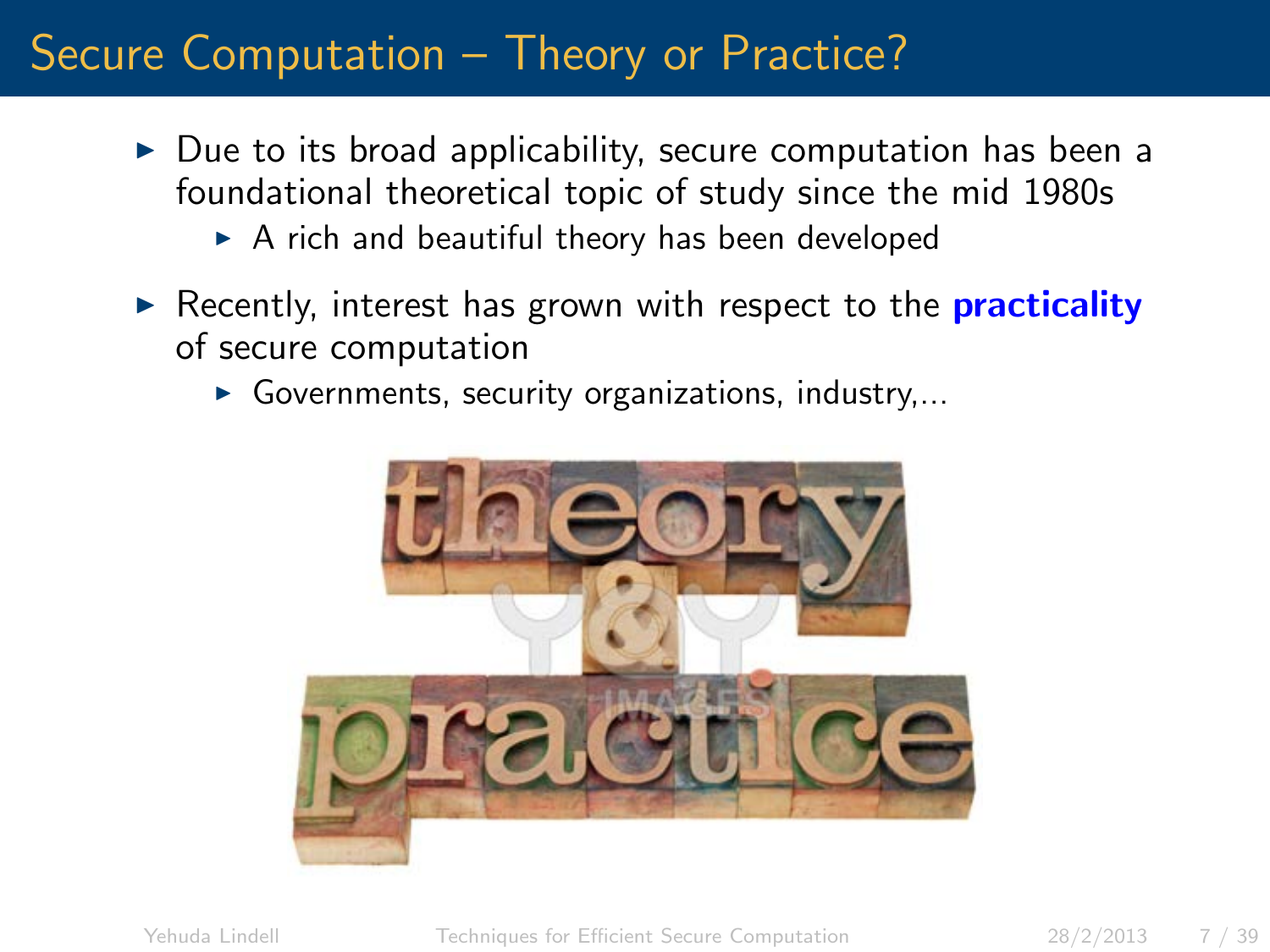# Secure Computation – Theory or Practice?

- Due to its broad applicability, secure computation has been a foundational theoretical topic of study since the mid 1980s
  - A rich and beautiful theory has been developed
- Recently, interest has grown with respect to the **practicality** of secure computation
  - Governments, security organizations, industry,...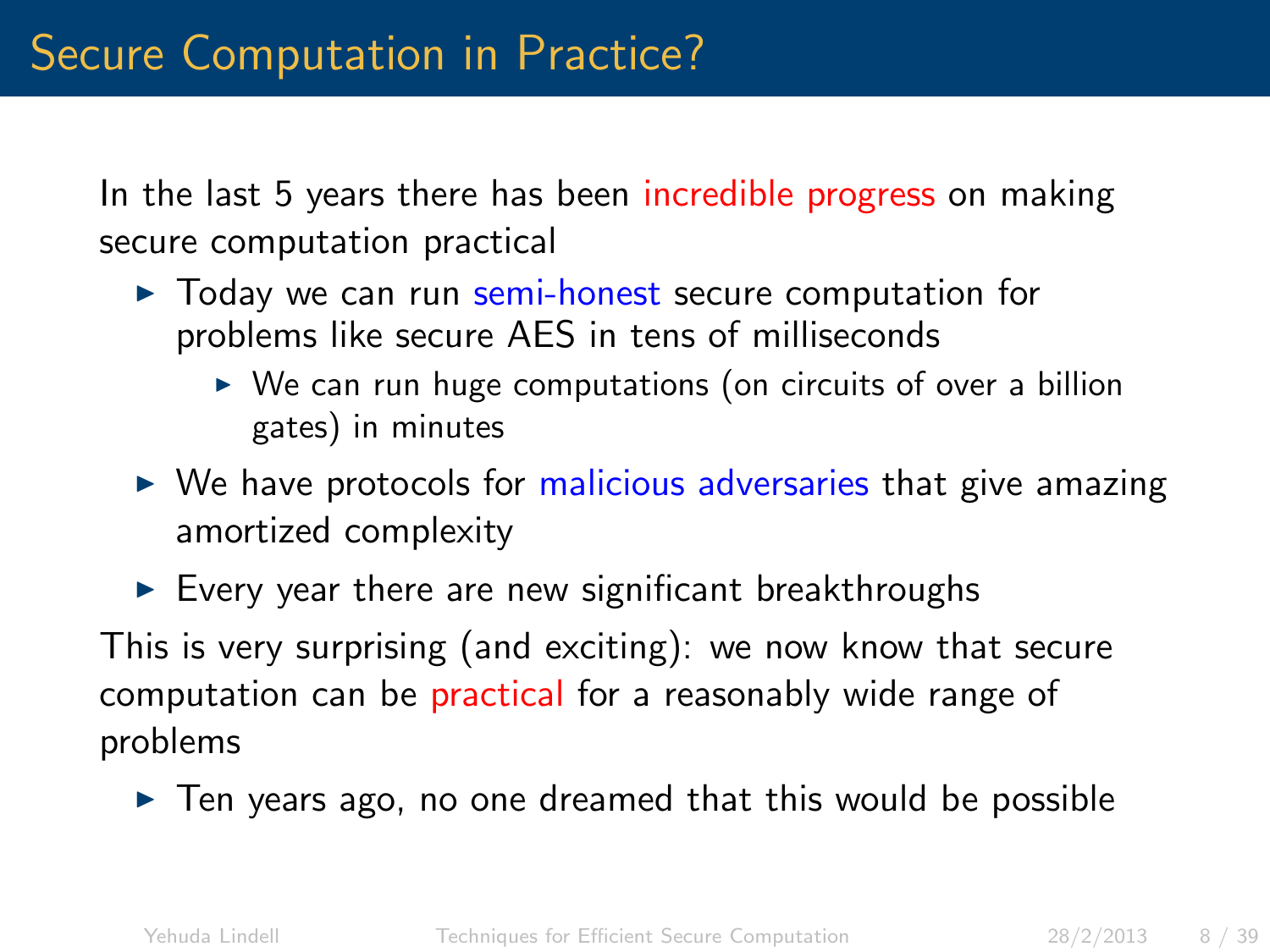# Secure Computation in Practice?

In the last 5 years there has been incredible progress on making secure computation practical

- Today we can run semi-honest secure computation for problems like secure AES in tens of milliseconds
  - We can run huge computations (on circuits of over a billion gates) in minutes
- We have protocols for malicious adversaries that give amazing amortized complexity
- Every year there are new significant breakthroughs

This is very surprising (and exciting): we now know that secure computation can be practical for a reasonably wide range of problems

- Ten years ago, no one dreamed that this would be possible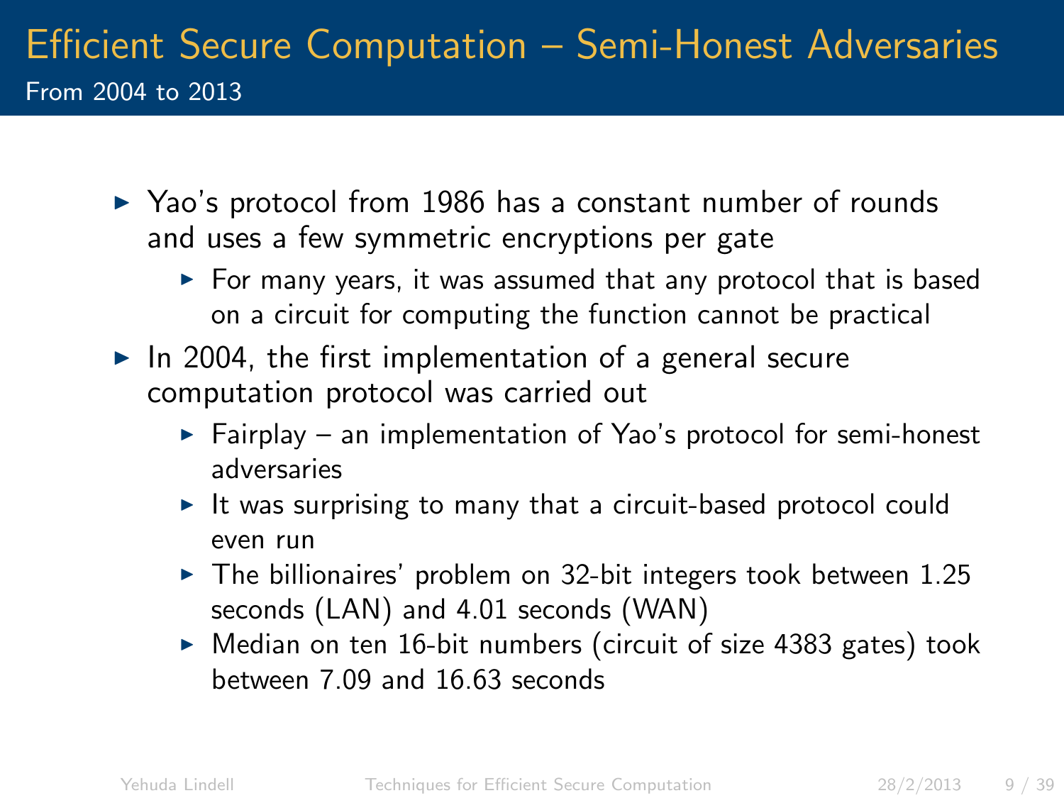# Efficient Secure Computation – Semi-Honest Adversaries

## From 2004 to 2013

- Yao's protocol from 1986 has a constant number of rounds and uses a few symmetric encryptions per gate
  - For many years, it was assumed that any protocol that is based on a circuit for computing the function cannot be practical
- In 2004, the first implementation of a general secure computation protocol was carried out
  - Fairplay – an implementation of Yao's protocol for semi-honest adversaries
  - It was surprising to many that a circuit-based protocol could even run
  - The billionaires' problem on 32-bit integers took between 1.25 seconds (LAN) and 4.01 seconds (WAN)
  - Median on ten 16-bit numbers (circuit of size 4383 gates) took between 7.09 and 16.63 seconds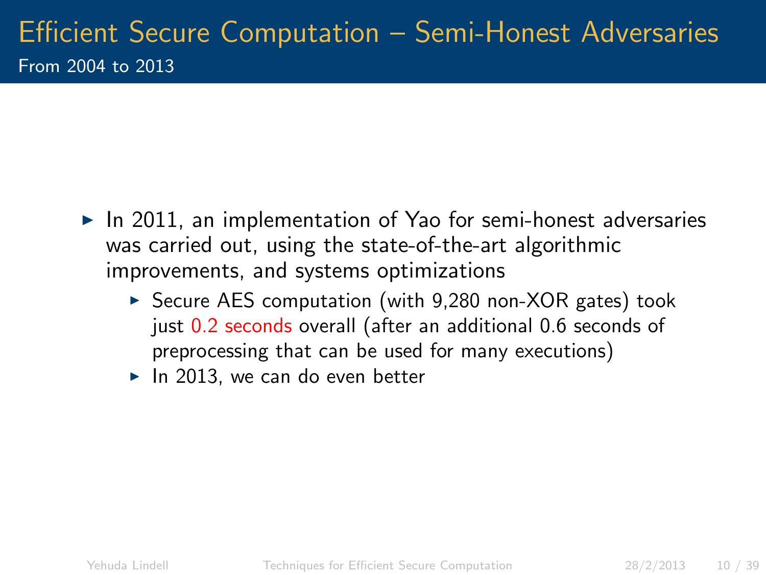# Efficient Secure Computation – Semi-Honest Adversaries

## From 2004 to 2013

- In 2011, an implementation of Yao for semi-honest adversaries was carried out, using the state-of-the-art algorithmic improvements, and systems optimizations
  - Secure AES computation (with 9,280 non-XOR gates) took just 0.2 seconds overall (after an additional 0.6 seconds of preprocessing that can be used for many executions)
  - In 2013, we can do even better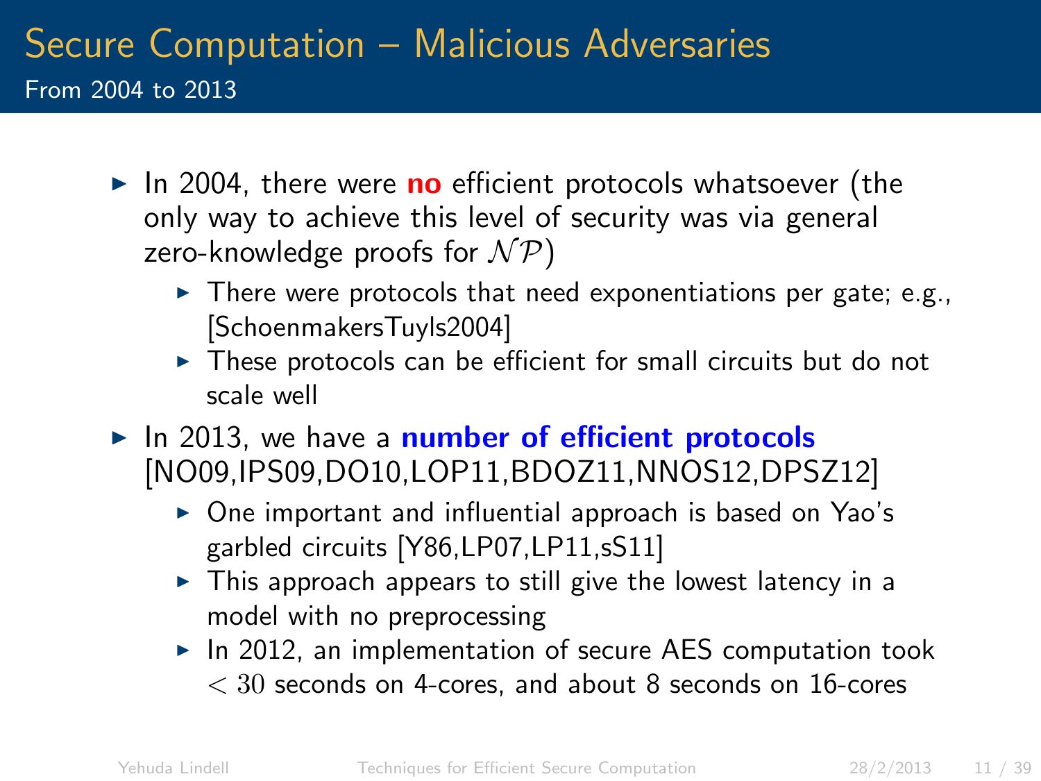# Secure Computation – Malicious Adversaries

## From 2004 to 2013

- In 2004, there were **no** efficient protocols whatsoever (the only way to achieve this level of security was via general zero-knowledge proofs for $\mathcal{NP}$)
  - There were protocols that need exponentiations per gate; e.g., [SchoenmakersTuyls2004]
  - These protocols can be efficient for small circuits but do not scale well
- In 2013, we have a **number of efficient protocols** [NO09,IPS09,DO10,LOP11,BDOZ11,NNOS12,DPSZ12]
  - One important and influential approach is based on Yao's garbled circuits [Y86,LP07,LP11,sS11]
  - This approach appears to still give the lowest latency in a model with no preprocessing
  - In 2012, an implementation of secure AES computation took $< 30$ seconds on 4-cores, and about 8 seconds on 16-cores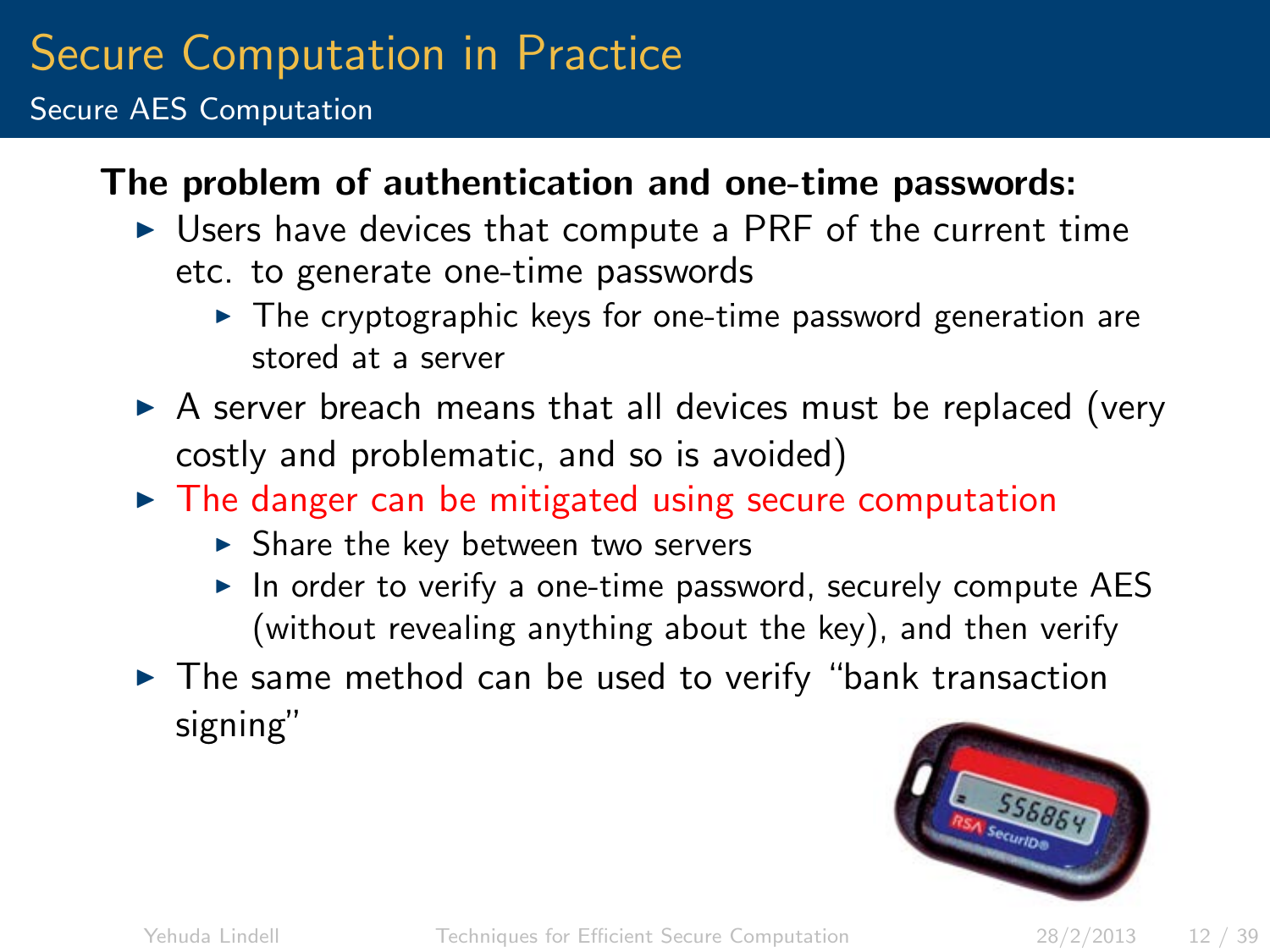# Secure Computation in Practice

## Secure AES Computation

**The problem of authentication and one-time passwords:**

- Users have devices that compute a PRF of the current time etc. to generate one-time passwords
  - The cryptographic keys for one-time password generation are stored at a server
- A server breach means that all devices must be replaced (very costly and problematic, and so is avoided)
- The danger can be mitigated using secure computation
  - Share the key between two servers
  - In order to verify a one-time password, securely compute AES (without revealing anything about the key), and then verify
- The same method can be used to verify "bank transaction signing"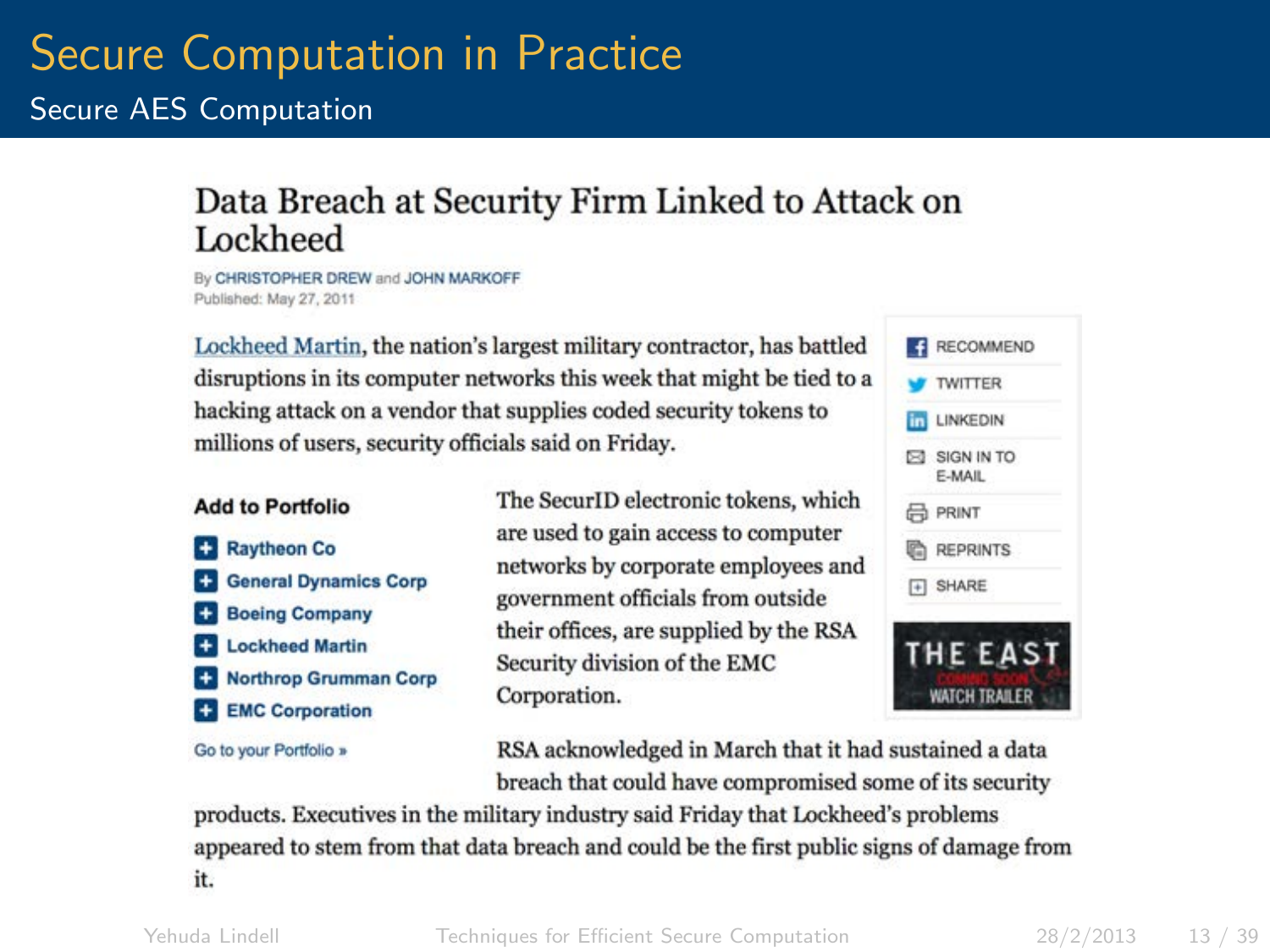# Secure Computation in Practice

## Secure AES Computation

### Data Breach at Security Firm Linked to Attack on Lockheed

By CHRISTOPHER DREW and JOHN MARKOFF
Published: May 27, 2011

Lockheed Martin, the nation's largest military contractor, has battled disruptions in its computer networks this week that might be tied to a hacking attack on a vendor that supplies coded security tokens to millions of users, security officials said on Friday.

The SecurID electronic tokens, which are used to gain access to computer networks by corporate employees and government officials from outside their offices, are supplied by the RSA Security division of the EMC Corporation.

RSA acknowledged in March that it had sustained a data breach that could have compromised some of its security products. Executives in the military industry said Friday that Lockheed's problems appeared to stem from that data breach and could be the first public signs of damage from it.

**Add to Portfolio**

- Raytheon Co
- General Dynamics Corp
- Boeing Company
- Lockheed Martin
- Northrop Grumman Corp
- EMC Corporation

Go to your Portfolio »

RECOMMEND
TWITTER
LINKEDIN
SIGN IN TO E-MAIL
PRINT
REPRINTS
SHARE

THE EAST
COMING SOON
WATCH TRAILER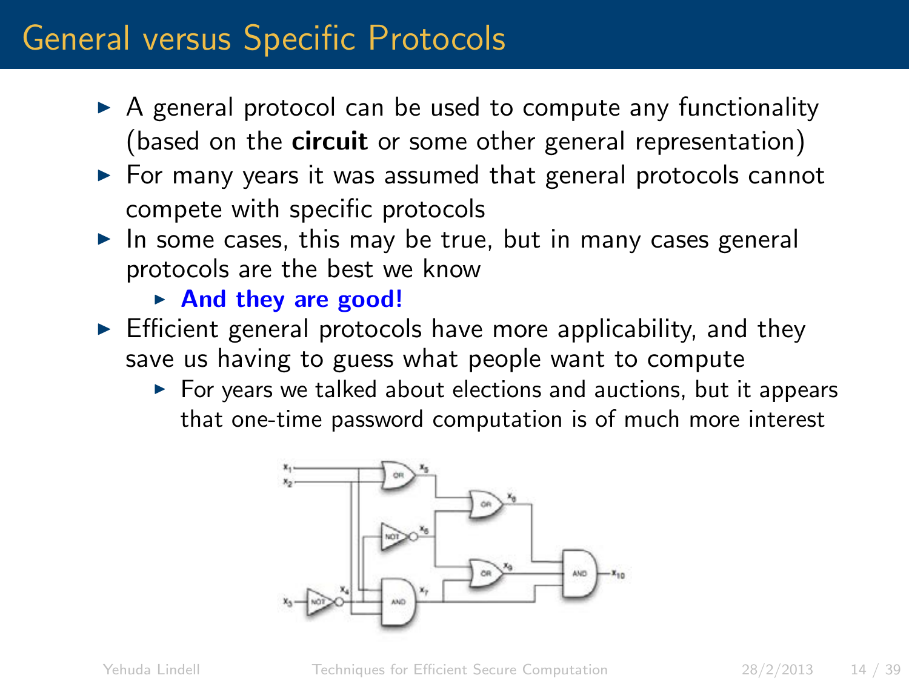# General versus Specific Protocols

- A general protocol can be used to compute any functionality (based on the **circuit** or some other general representation)
- For many years it was assumed that general protocols cannot compete with specific protocols
- In some cases, this may be true, but in many cases general protocols are the best we know
  - **And they are good!**
- Efficient general protocols have more applicability, and they save us having to guess what people want to compute
  - For years we talked about elections and auctions, but it appears that one-time password computation is of much more interest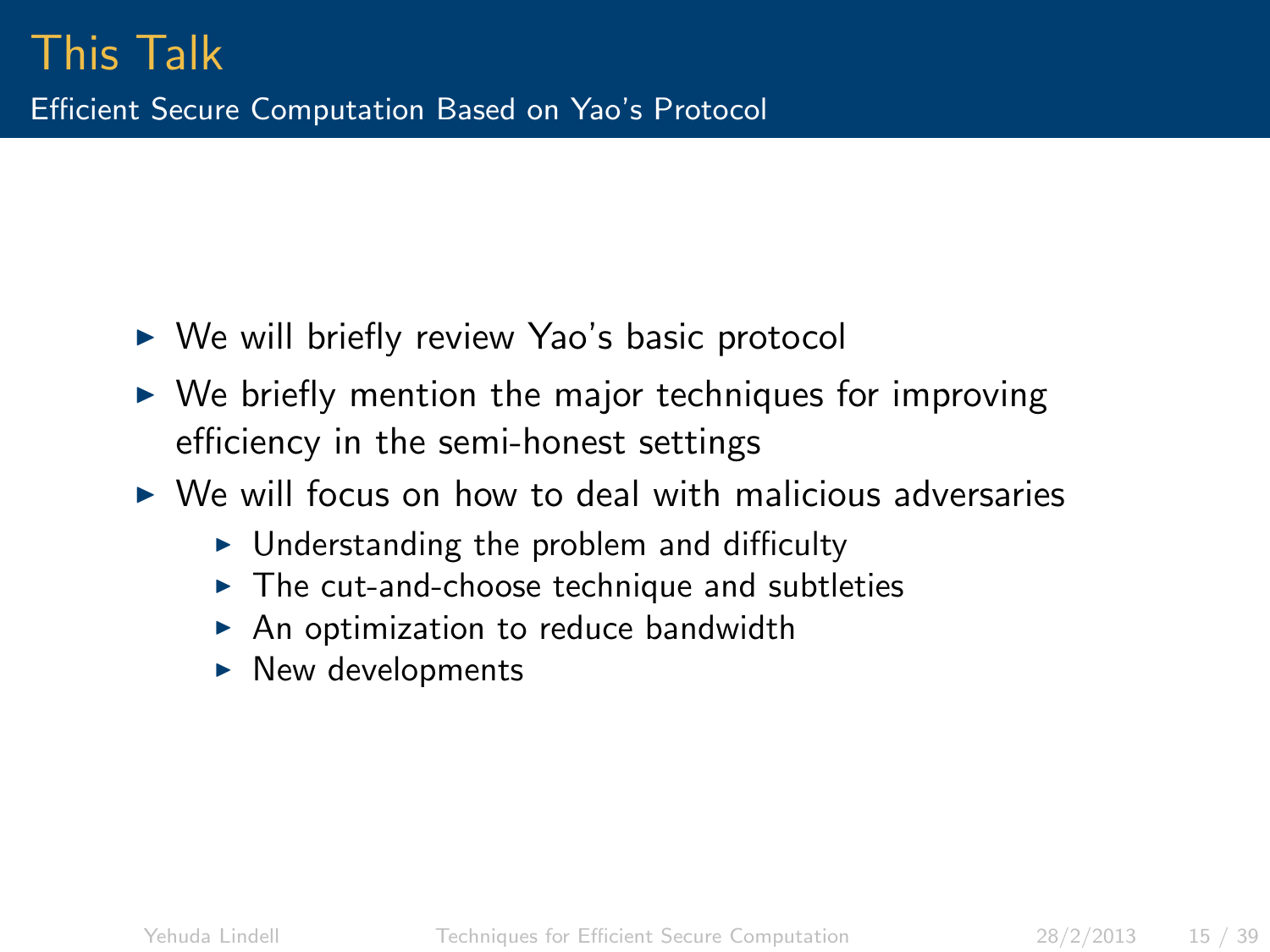# This Talk

## Efficient Secure Computation Based on Yao's Protocol

- We will briefly review Yao's basic protocol
- We briefly mention the major techniques for improving efficiency in the semi-honest settings
- We will focus on how to deal with malicious adversaries
  - Understanding the problem and difficulty
  - The cut-and-choose technique and subtleties
  - An optimization to reduce bandwidth
  - New developments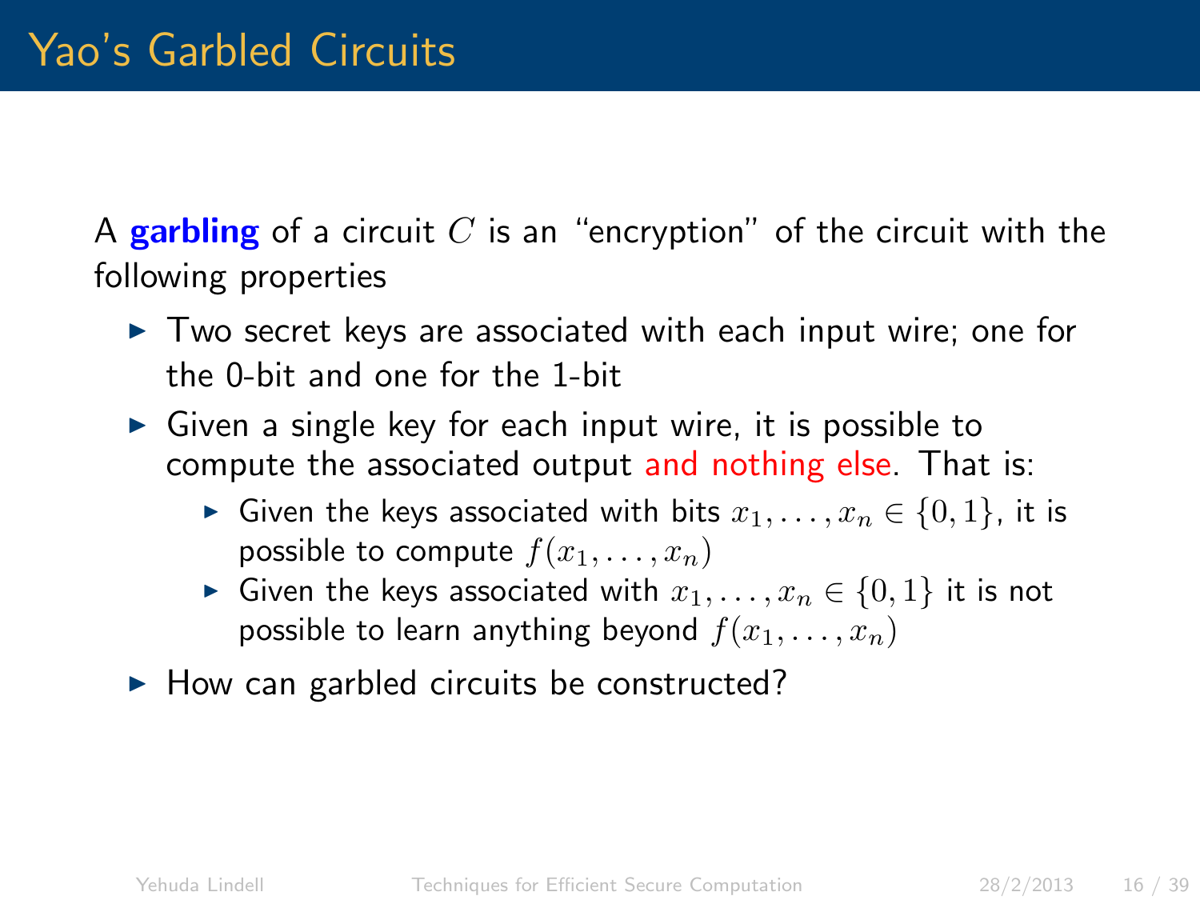# Yao's Garbled Circuits

A **garbling** of a circuit $C$ is an "encryption" of the circuit with the following properties

- Two secret keys are associated with each input wire; one for the 0-bit and one for the 1-bit
- Given a single key for each input wire, it is possible to compute the associated output and nothing else. That is:
  - Given the keys associated with bits $x_1, \ldots, x_n \in \{0,1\}$, it is possible to compute $f(x_1, \ldots, x_n)$
  - Given the keys associated with $x_1, \ldots, x_n \in \{0,1\}$ it is not possible to learn anything beyond $f(x_1, \ldots, x_n)$
- How can garbled circuits be constructed?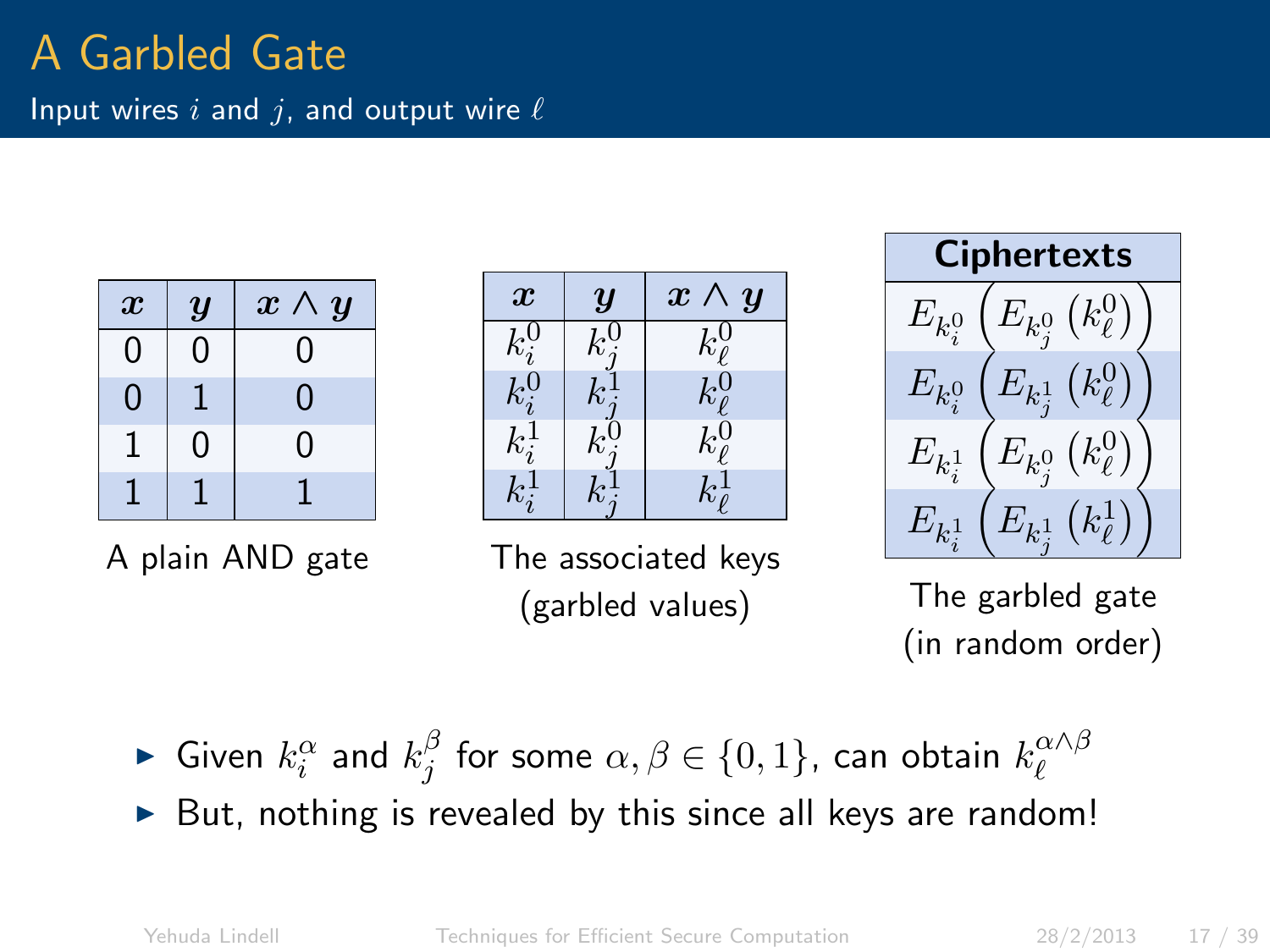# A Garbled Gate

Input wires $i$ and $j$, and output wire $\ell$

| $x$ | $y$ | $x \wedge y$ |
|---|---|---|
| 0 | 0 | 0 |
| 0 | 1 | 0 |
| 1 | 0 | 0 |
| 1 | 1 | 1 |

A plain AND gate

| $x$ | $y$ | $x \wedge y$ |
|---|---|---|
| $k_i^0$ | $k_j^0$ | $k_\ell^0$ |
| $k_i^0$ | $k_j^1$ | $k_\ell^0$ |
| $k_i^1$ | $k_j^0$ | $k_\ell^0$ |
| $k_i^1$ | $k_j^1$ | $k_\ell^1$ |

The associated keys (garbled values)

| **Ciphertexts** |
|---|
| $E_{k_i^0}\left(E_{k_j^0}\left(k_\ell^0\right)\right)$ |
| $E_{k_i^0}\left(E_{k_j^1}\left(k_\ell^0\right)\right)$ |
| $E_{k_i^1}\left(E_{k_j^0}\left(k_\ell^0\right)\right)$ |
| $E_{k_i^1}\left(E_{k_j^1}\left(k_\ell^1\right)\right)$ |

The garbled gate (in random order)

- Given $k_i^\alpha$ and $k_j^\beta$ for some $\alpha, \beta \in \{0, 1\}$, can obtain $k_\ell^{\alpha \wedge \beta}$
- But, nothing is revealed by this since all keys are random!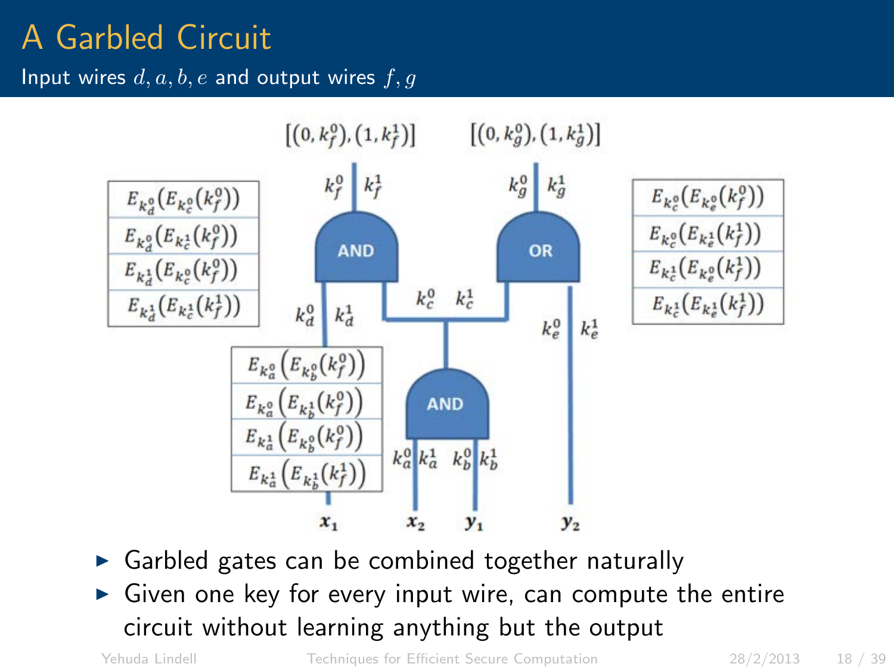# A Garbled Circuit

Input wires $d, a, b, e$ and output wires $f, g$

$[(0, k_f^0), (1, k_f^1)]$ $[(0, k_g^0), (1, k_g^1)]$

| |
|---|
| $E_{k_d^0}(E_{k_c^0}(k_f^0))$ |
| $E_{k_d^0}(E_{k_c^1}(k_f^0))$ |
| $E_{k_d^1}(E_{k_c^0}(k_f^0))$ |
| $E_{k_d^1}(E_{k_c^1}(k_f^1))$ |

| |
|---|
| $E_{k_c^0}(E_{k_e^0}(k_f^0))$ |
| $E_{k_c^0}(E_{k_e^1}(k_f^1))$ |
| $E_{k_c^1}(E_{k_e^0}(k_f^1))$ |
| $E_{k_c^1}(E_{k_e^1}(k_f^1))$ |

| |
|---|
| $E_{k_a^0}\left(E_{k_b^0}(k_f^0)\right)$ |
| $E_{k_a^0}\left(E_{k_b^1}(k_f^0)\right)$ |
| $E_{k_a^1}\left(E_{k_b^0}(k_f^0)\right)$ |
| $E_{k_a^1}\left(E_{k_b^1}(k_f^1)\right)$ |

AND, OR, AND; wire keys $k_f^0, k_f^1$; $k_g^0, k_g^1$; $k_d^0, k_d^1$; $k_c^0, k_c^1$; $k_e^0, k_e^1$; $k_a^0, k_a^1$; $k_b^0, k_b^1$; inputs $x_1$, $x_2$, $y_1$, $y_2$

- Garbled gates can be combined together naturally
- Given one key for every input wire, can compute the entire circuit without learning anything but the output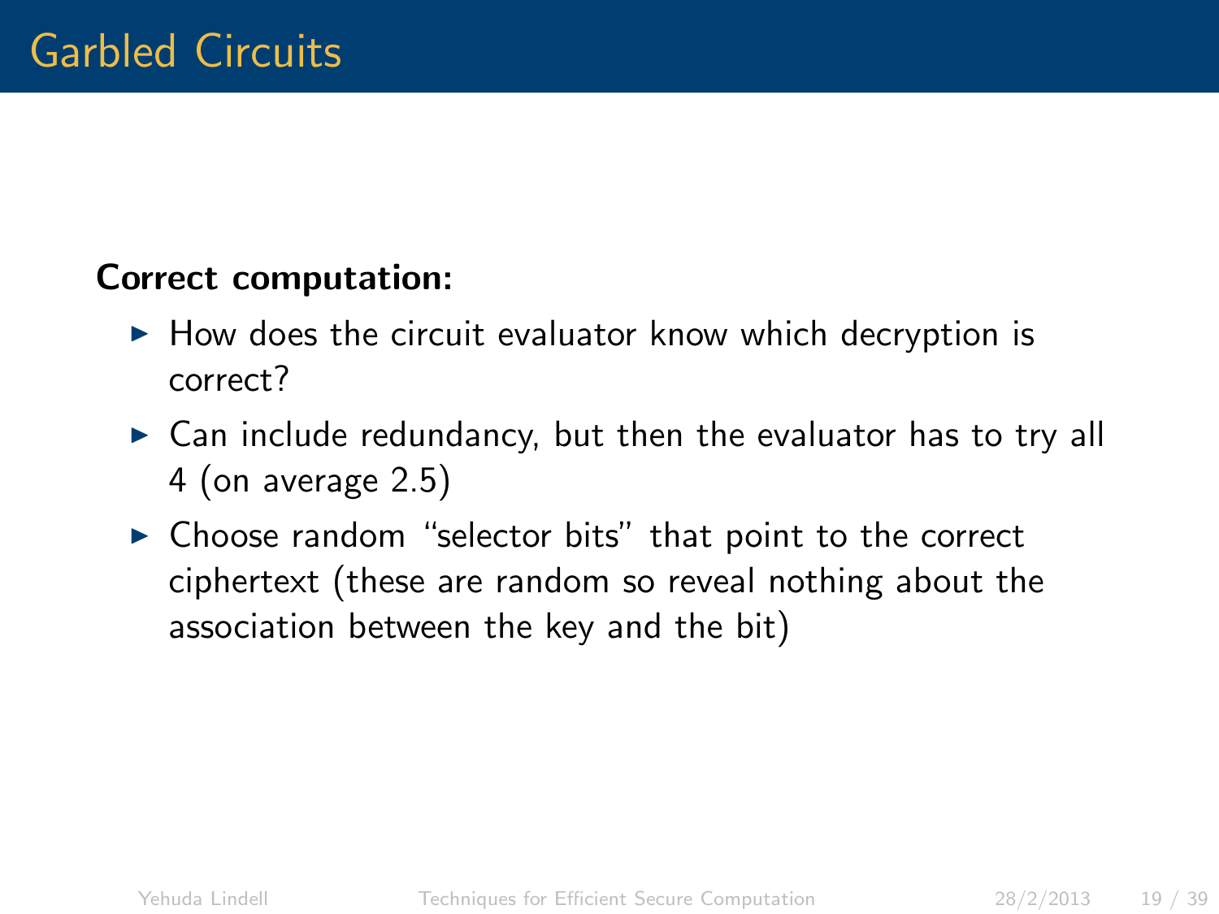# Garbled Circuits

**Correct computation:**

- How does the circuit evaluator know which decryption is correct?
- Can include redundancy, but then the evaluator has to try all 4 (on average 2.5)
- Choose random "selector bits" that point to the correct ciphertext (these are random so reveal nothing about the association between the key and the bit)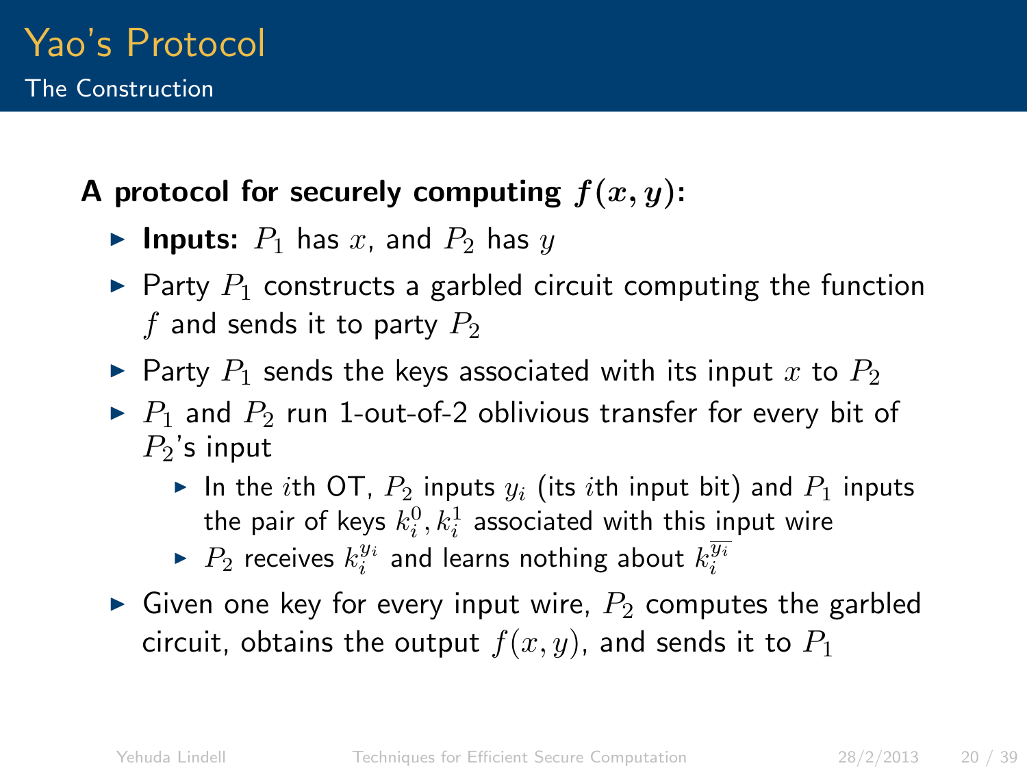# Yao's Protocol

## The Construction

**A protocol for securely computing $f(x, y)$:**

- **Inputs:** $P_1$ has $x$, and $P_2$ has $y$
- Party $P_1$ constructs a garbled circuit computing the function $f$ and sends it to party $P_2$
- Party $P_1$ sends the keys associated with its input $x$ to $P_2$
- $P_1$ and $P_2$ run 1-out-of-2 oblivious transfer for every bit of $P_2$'s input
  - In the $i$th OT, $P_2$ inputs $y_i$ (its $i$th input bit) and $P_1$ inputs the pair of keys $k_i^0, k_i^1$ associated with this input wire
  - $P_2$ receives $k_i^{y_i}$ and learns nothing about $k_i^{\overline{y_i}}$
- Given one key for every input wire, $P_2$ computes the garbled circuit, obtains the output $f(x, y)$, and sends it to $P_1$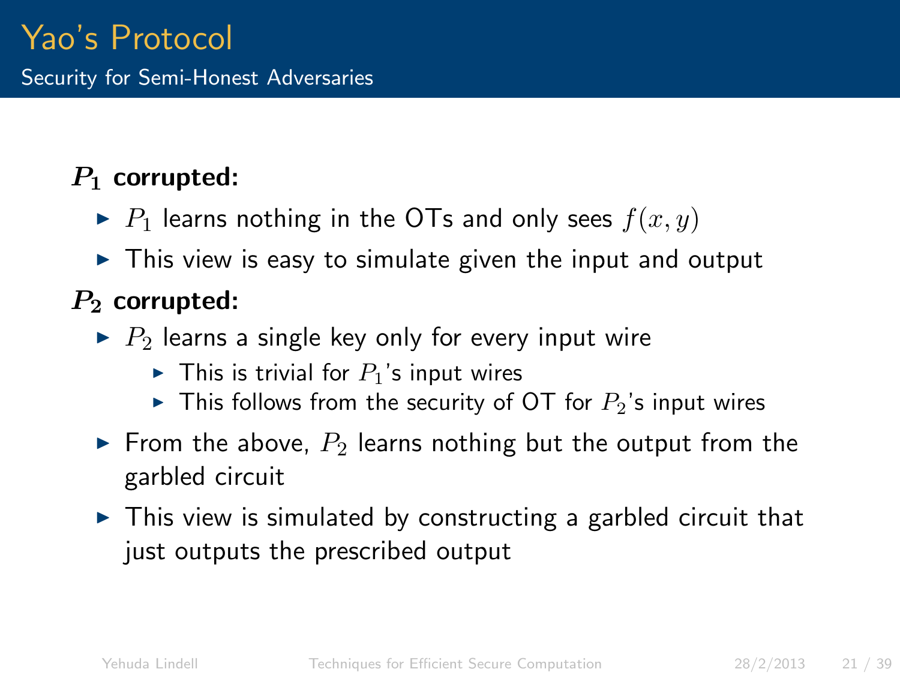# Yao's Protocol

## Security for Semi-Honest Adversaries

**$P_1$ corrupted:**

- $P_1$ learns nothing in the OTs and only sees $f(x, y)$
- This view is easy to simulate given the input and output

**$P_2$ corrupted:**

- $P_2$ learns a single key only for every input wire
  - This is trivial for $P_1$'s input wires
  - This follows from the security of OT for $P_2$'s input wires
- From the above, $P_2$ learns nothing but the output from the garbled circuit
- This view is simulated by constructing a garbled circuit that just outputs the prescribed output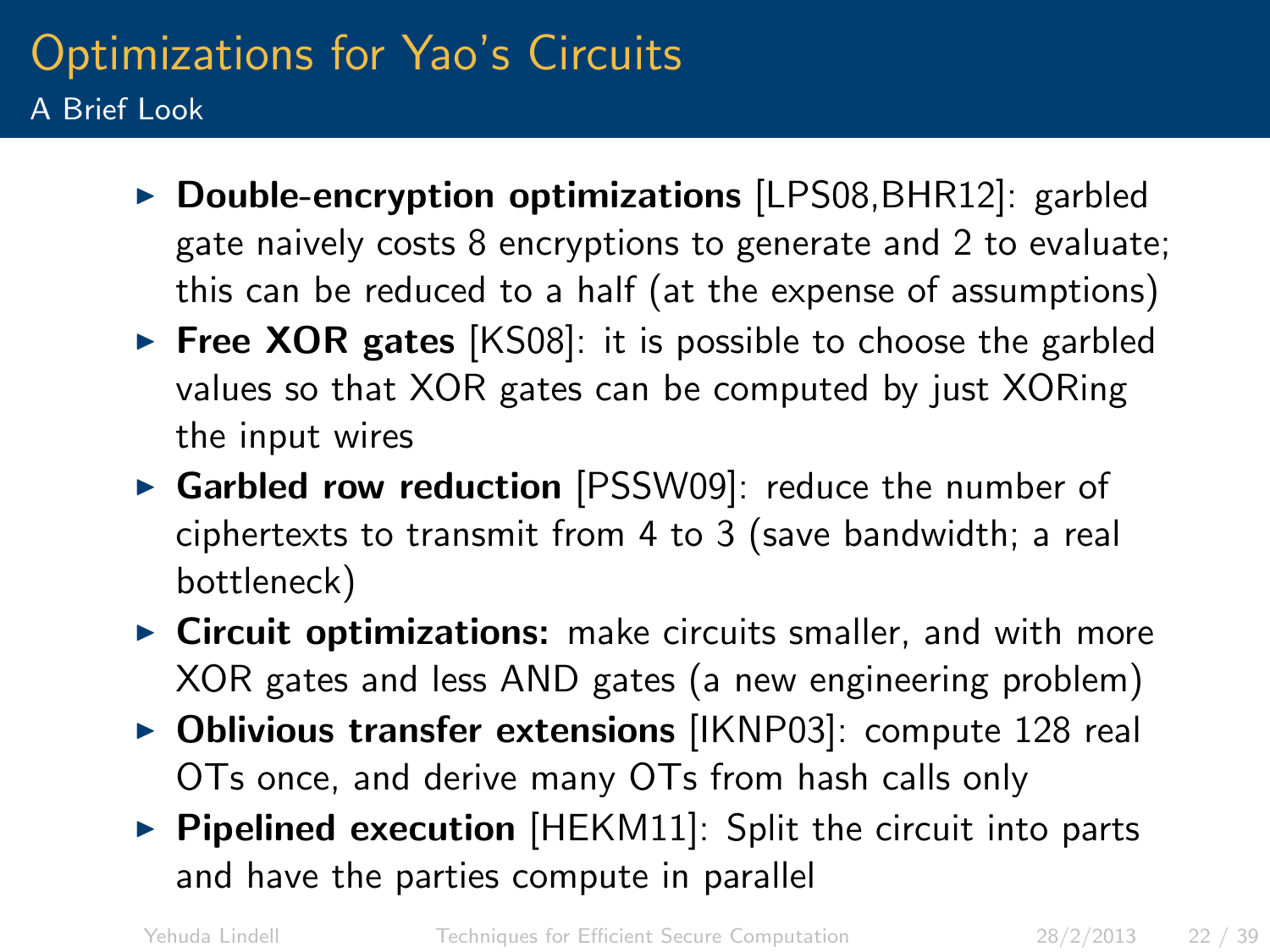# Optimizations for Yao's Circuits

## A Brief Look

- **Double-encryption optimizations** [LPS08,BHR12]: garbled gate naively costs 8 encryptions to generate and 2 to evaluate; this can be reduced to a half (at the expense of assumptions)
- **Free XOR gates** [KS08]: it is possible to choose the garbled values so that XOR gates can be computed by just XORing the input wires
- **Garbled row reduction** [PSSW09]: reduce the number of ciphertexts to transmit from 4 to 3 (save bandwidth; a real bottleneck)
- **Circuit optimizations:** make circuits smaller, and with more XOR gates and less AND gates (a new engineering problem)
- **Oblivious transfer extensions** [IKNP03]: compute 128 real OTs once, and derive many OTs from hash calls only
- **Pipelined execution** [HEKM11]: Split the circuit into parts and have the parties compute in parallel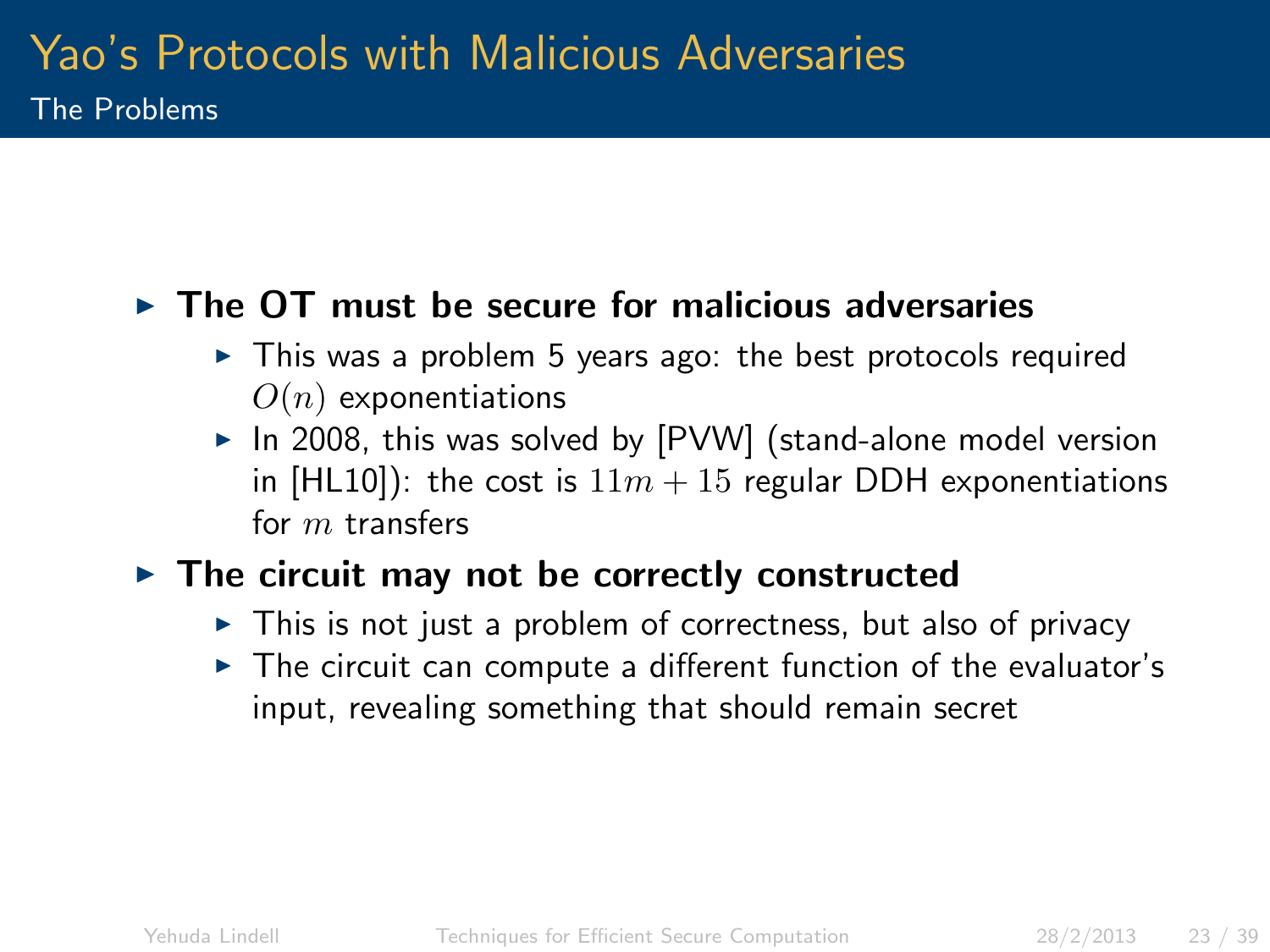# Yao's Protocols with Malicious Adversaries

## The Problems

- **The OT must be secure for malicious adversaries**
  - This was a problem 5 years ago: the best protocols required $O(n)$ exponentiations
  - In 2008, this was solved by [PVW] (stand-alone model version in [HL10]): the cost is $11m + 15$ regular DDH exponentiations for $m$ transfers
- **The circuit may not be correctly constructed**
  - This is not just a problem of correctness, but also of privacy
  - The circuit can compute a different function of the evaluator's input, revealing something that should remain secret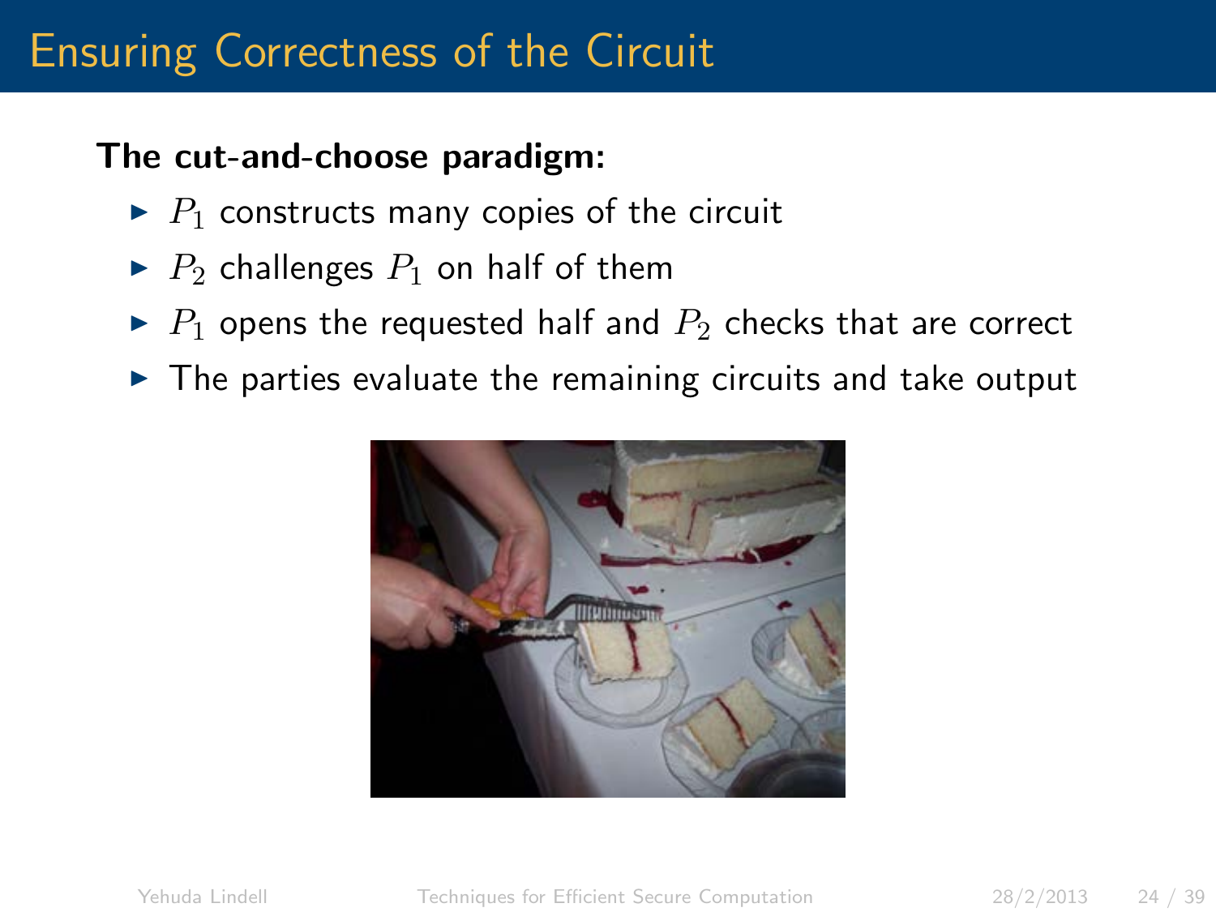# Ensuring Correctness of the Circuit

**The cut-and-choose paradigm:**

- $P_1$ constructs many copies of the circuit
- $P_2$ challenges $P_1$ on half of them
- $P_1$ opens the requested half and $P_2$ checks that are correct
- The parties evaluate the remaining circuits and take output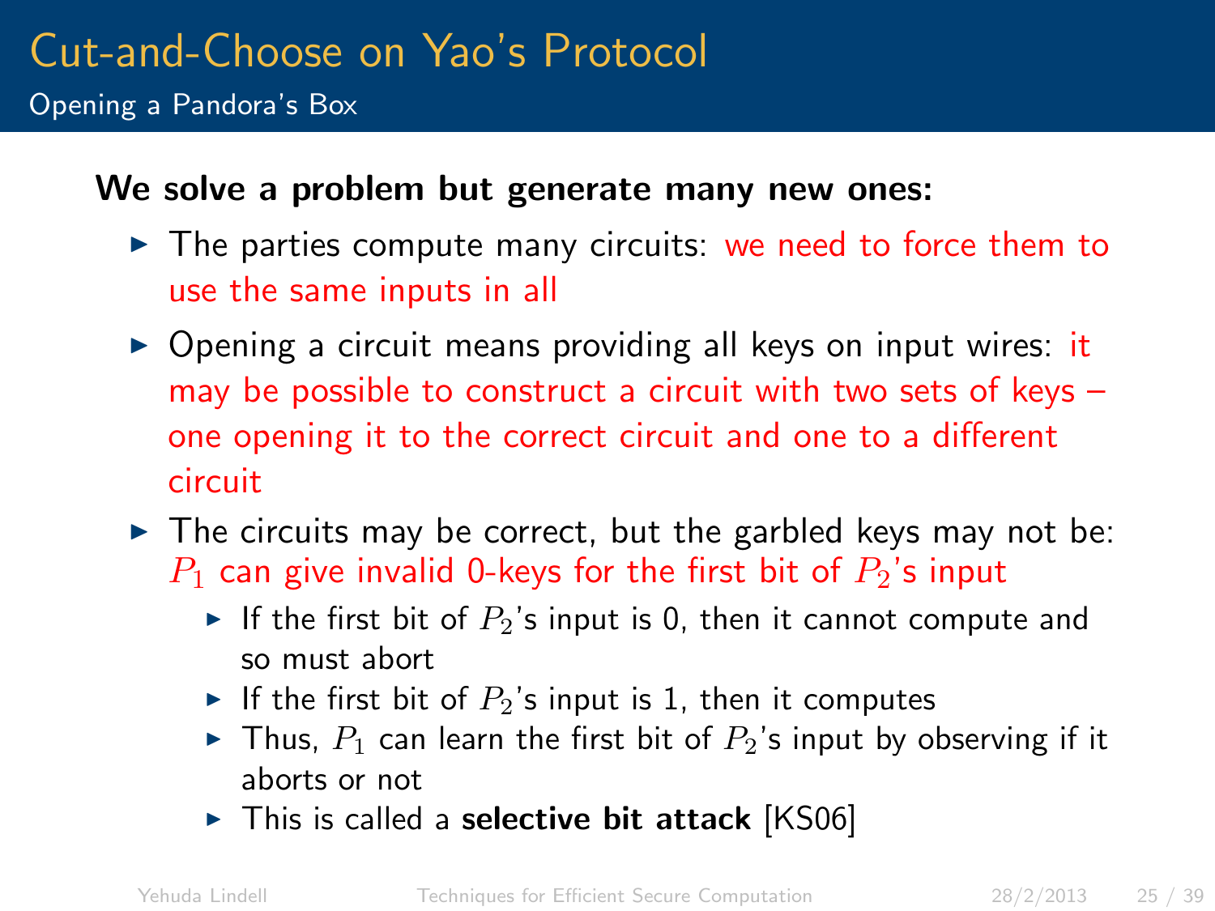# Cut-and-Choose on Yao's Protocol

## Opening a Pandora's Box

**We solve a problem but generate many new ones:**

- The parties compute many circuits: we need to force them to use the same inputs in all
- Opening a circuit means providing all keys on input wires: it may be possible to construct a circuit with two sets of keys – one opening it to the correct circuit and one to a different circuit
- The circuits may be correct, but the garbled keys may not be: $P_1$ can give invalid 0-keys for the first bit of $P_2$'s input
  - If the first bit of $P_2$'s input is 0, then it cannot compute and so must abort
  - If the first bit of $P_2$'s input is 1, then it computes
  - Thus, $P_1$ can learn the first bit of $P_2$'s input by observing if it aborts or not
  - This is called a **selective bit attack** [KS06]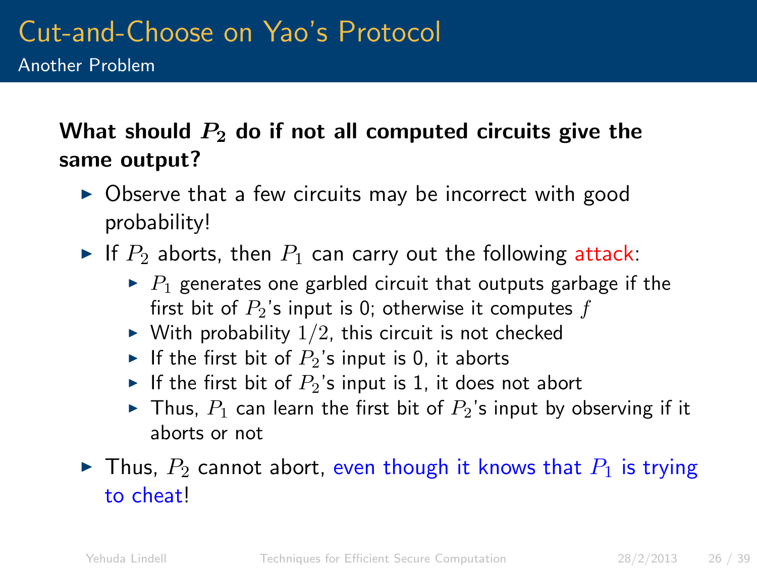# Cut-and-Choose on Yao's Protocol

## Another Problem

**What should $P_2$ do if not all computed circuits give the same output?**

- Observe that a few circuits may be incorrect with good probability!
- If $P_2$ aborts, then $P_1$ can carry out the following attack:
  - $P_1$ generates one garbled circuit that outputs garbage if the first bit of $P_2$'s input is 0; otherwise it computes $f$
  - With probability $1/2$, this circuit is not checked
  - If the first bit of $P_2$'s input is 0, it aborts
  - If the first bit of $P_2$'s input is 1, it does not abort
  - Thus, $P_1$ can learn the first bit of $P_2$'s input by observing if it aborts or not
- Thus, $P_2$ cannot abort, even though it knows that $P_1$ is trying to cheat!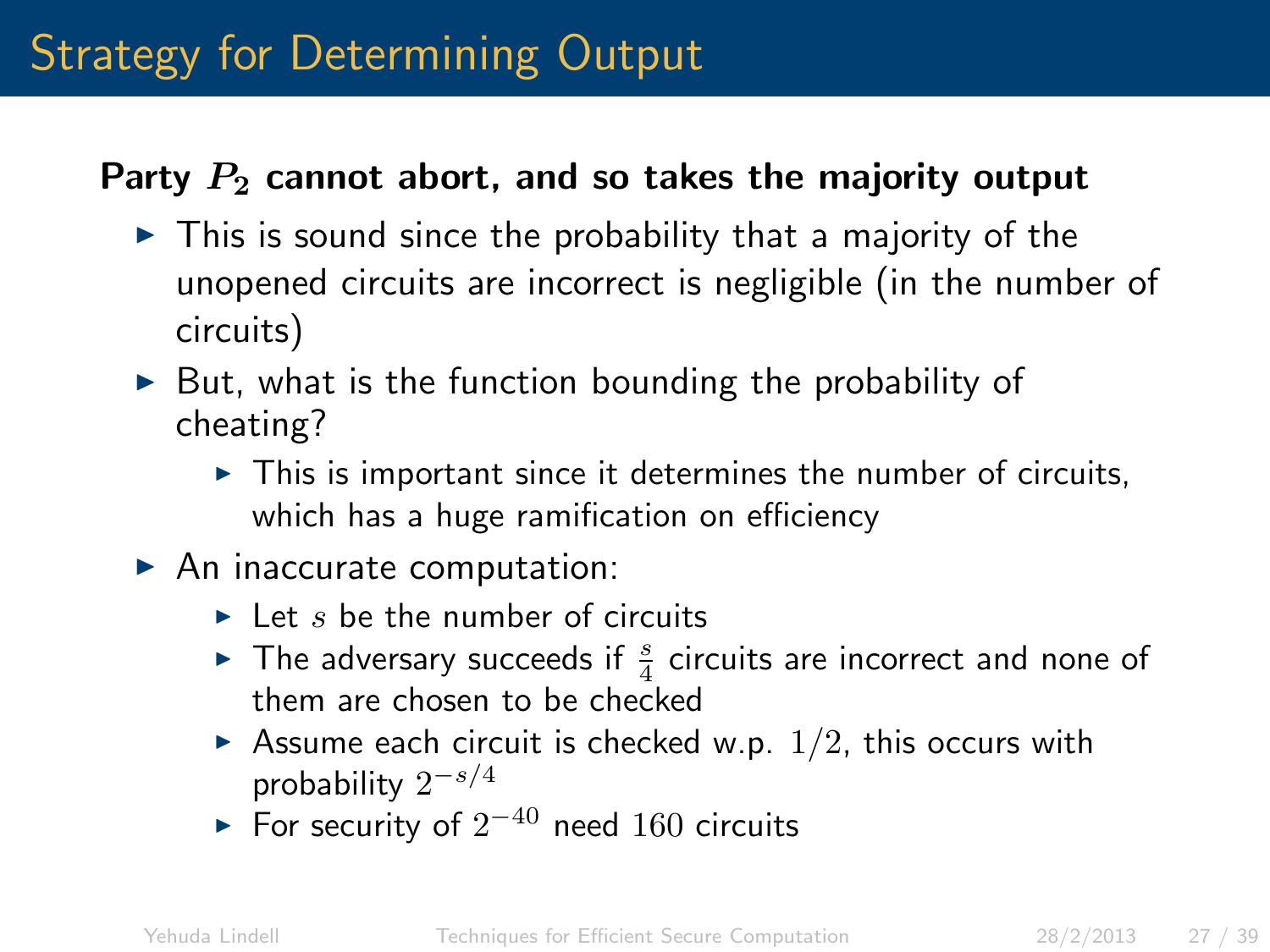# Strategy for Determining Output

**Party $P_2$ cannot abort, and so takes the majority output**

- This is sound since the probability that a majority of the unopened circuits are incorrect is negligible (in the number of circuits)
- But, what is the function bounding the probability of cheating?
  - This is important since it determines the number of circuits, which has a huge ramification on efficiency
- An inaccurate computation:
  - Let $s$ be the number of circuits
  - The adversary succeeds if $\frac{s}{4}$ circuits are incorrect and none of them are chosen to be checked
  - Assume each circuit is checked w.p. $1/2$, this occurs with probability $2^{-s/4}$
  - For security of $2^{-40}$ need $160$ circuits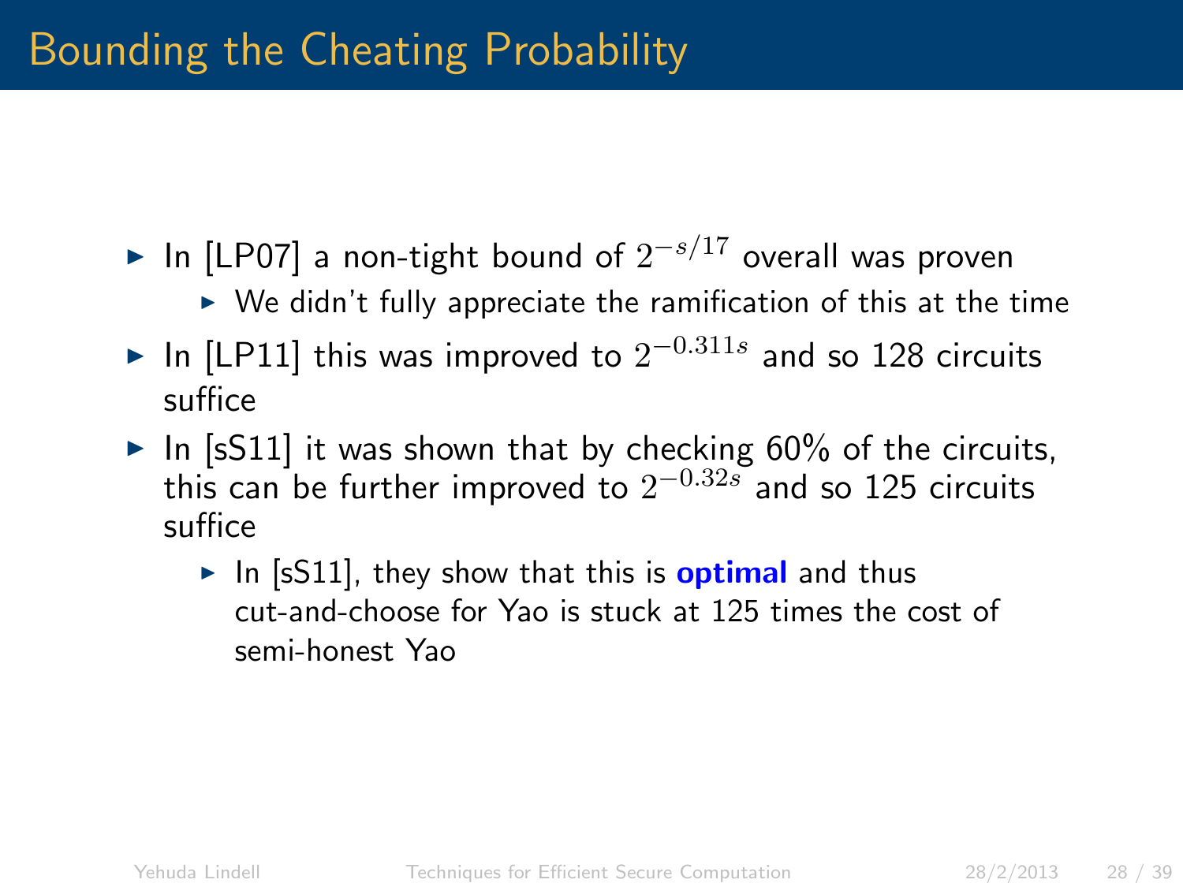# Bounding the Cheating Probability

- In [LP07] a non-tight bound of $2^{-s/17}$ overall was proven
  - We didn't fully appreciate the ramification of this at the time
- In [LP11] this was improved to $2^{-0.311s}$ and so 128 circuits suffice
- In [sS11] it was shown that by checking 60% of the circuits, this can be further improved to $2^{-0.32s}$ and so 125 circuits suffice
  - In [sS11], they show that this is **optimal** and thus cut-and-choose for Yao is stuck at 125 times the cost of semi-honest Yao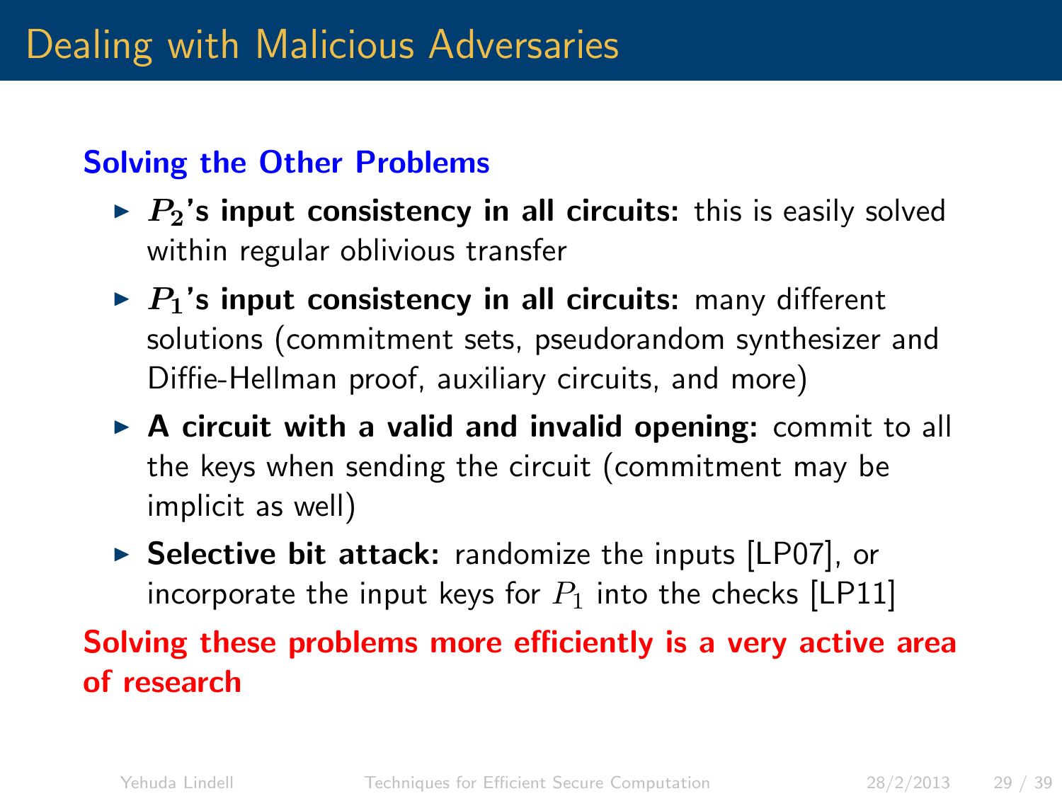# Dealing with Malicious Adversaries

## Solving the Other Problems

- **$P_2$'s input consistency in all circuits:** this is easily solved within regular oblivious transfer
- **$P_1$'s input consistency in all circuits:** many different solutions (commitment sets, pseudorandom synthesizer and Diffie-Hellman proof, auxiliary circuits, and more)
- **A circuit with a valid and invalid opening:** commit to all the keys when sending the circuit (commitment may be implicit as well)
- **Selective bit attack:** randomize the inputs [LP07], or incorporate the input keys for $P_1$ into the checks [LP11]

**Solving these problems more efficiently is a very active area of research**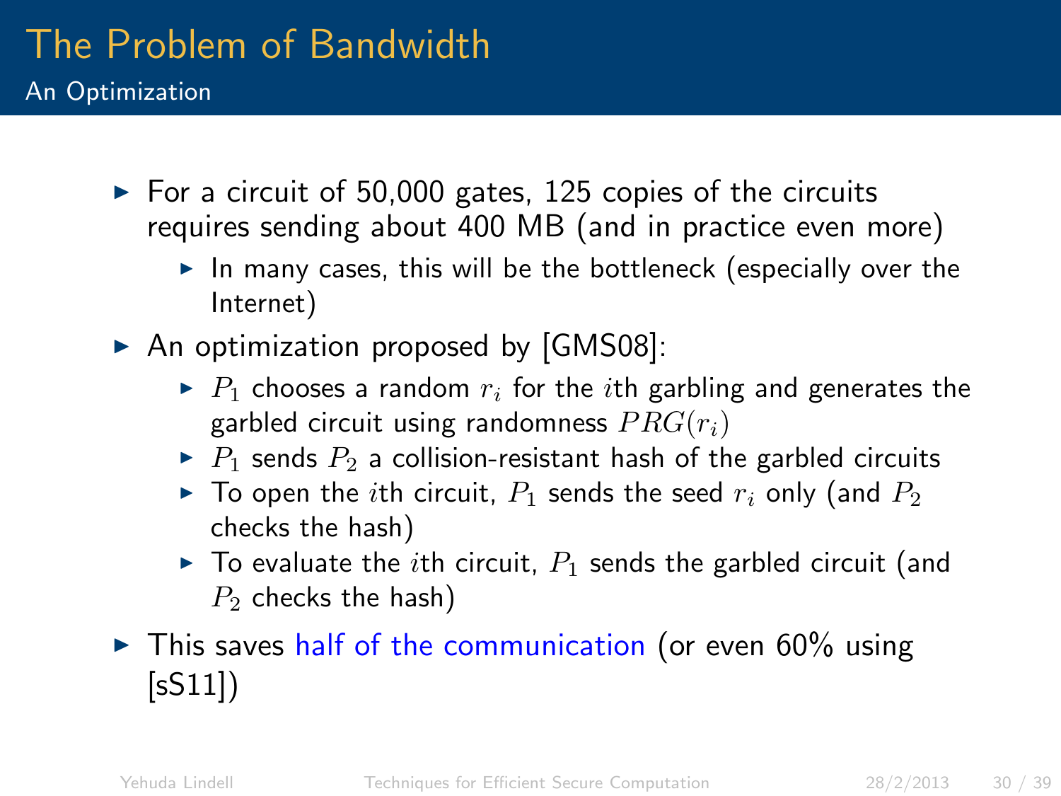# The Problem of Bandwidth

## An Optimization

- For a circuit of 50,000 gates, 125 copies of the circuits requires sending about 400 MB (and in practice even more)
  - In many cases, this will be the bottleneck (especially over the Internet)
- An optimization proposed by [GMS08]:
  - $P_1$ chooses a random $r_i$ for the $i$th garbling and generates the garbled circuit using randomness $PRG(r_i)$
  - $P_1$ sends $P_2$ a collision-resistant hash of the garbled circuits
  - To open the $i$th circuit, $P_1$ sends the seed $r_i$ only (and $P_2$ checks the hash)
  - To evaluate the $i$th circuit, $P_1$ sends the garbled circuit (and $P_2$ checks the hash)
- This saves half of the communication (or even 60% using [sS11])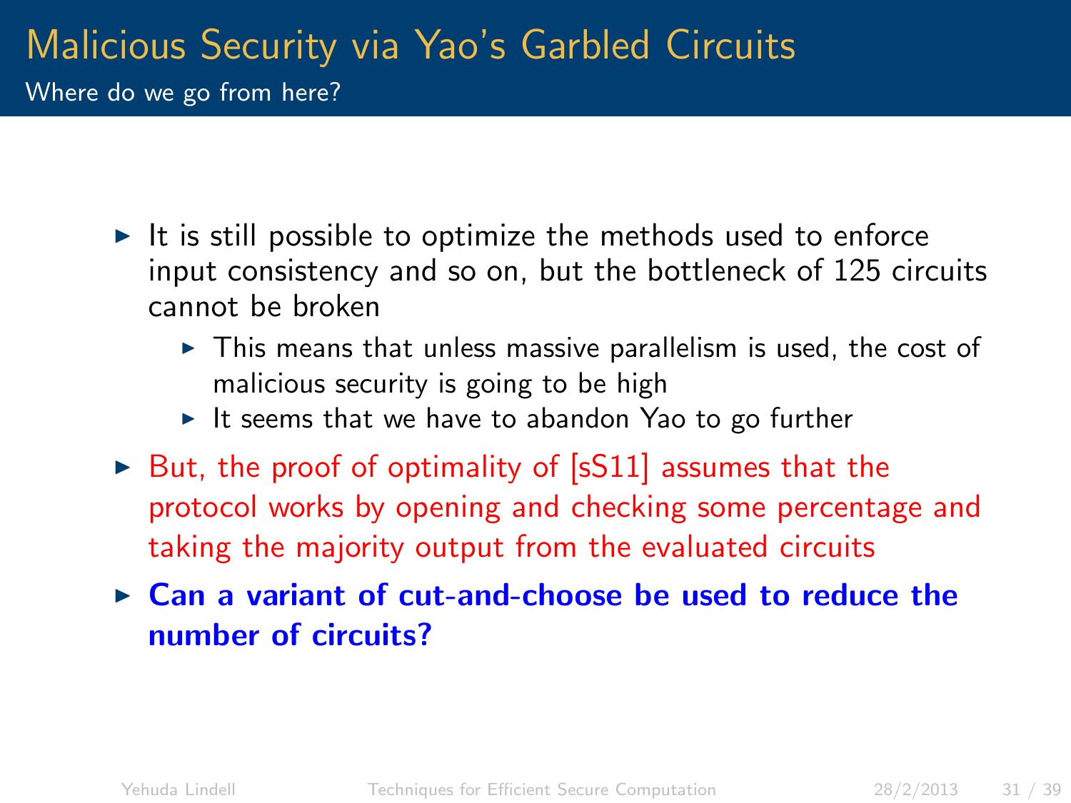# Malicious Security via Yao's Garbled Circuits

## Where do we go from here?

- It is still possible to optimize the methods used to enforce input consistency and so on, but the bottleneck of 125 circuits cannot be broken
  - This means that unless massive parallelism is used, the cost of malicious security is going to be high
  - It seems that we have to abandon Yao to go further
- But, the proof of optimality of [sS11] assumes that the protocol works by opening and checking some percentage and taking the majority output from the evaluated circuits
- **Can a variant of cut-and-choose be used to reduce the number of circuits?**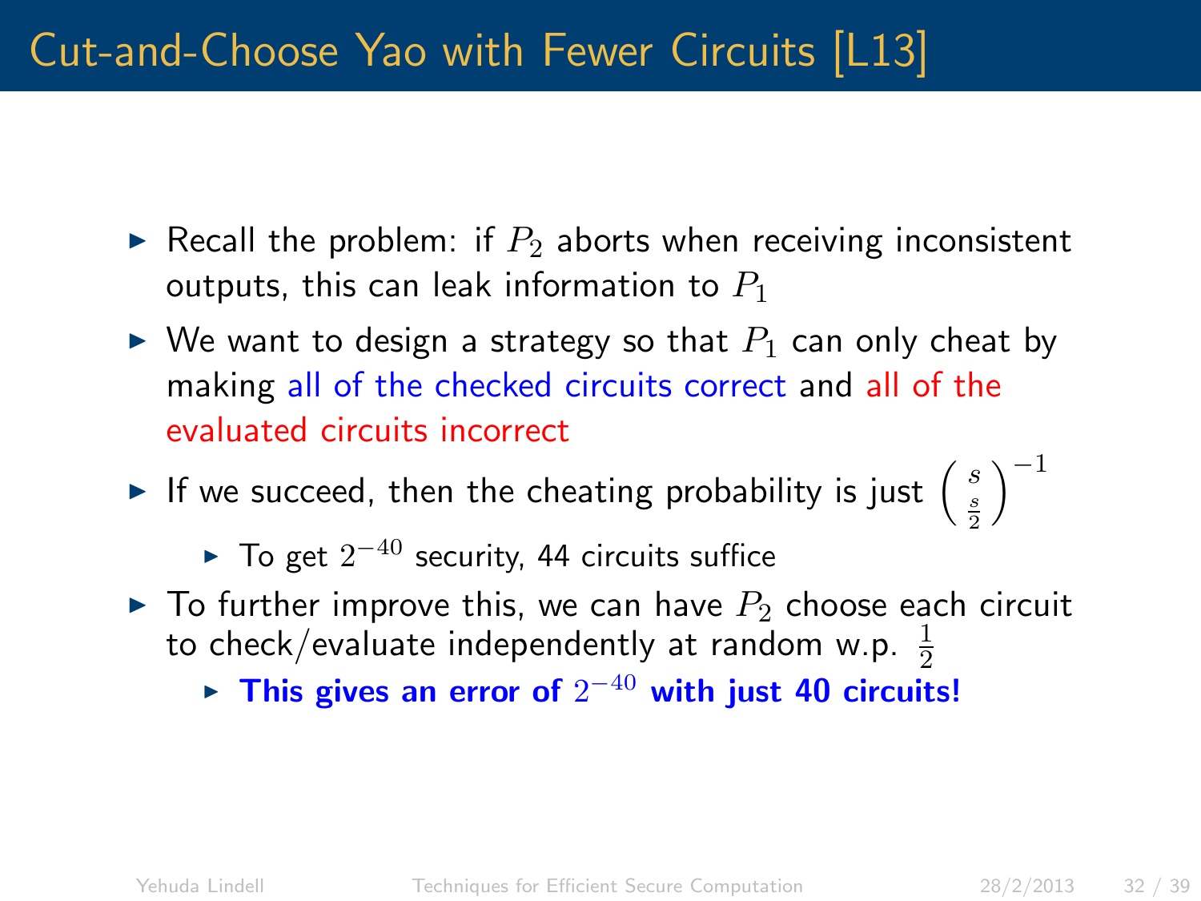# Cut-and-Choose Yao with Fewer Circuits [L13]

- Recall the problem: if $P_2$ aborts when receiving inconsistent outputs, this can leak information to $P_1$
- We want to design a strategy so that $P_1$ can only cheat by making all of the checked circuits correct and all of the evaluated circuits incorrect
- If we succeed, then the cheating probability is just $\binom{s}{\frac{s}{2}}^{-1}$
  - To get $2^{-40}$ security, 44 circuits suffice
- To further improve this, we can have $P_2$ choose each circuit to check/evaluate independently at random w.p. $\frac{1}{2}$
  - **This gives an error of $2^{-40}$ with just 40 circuits!**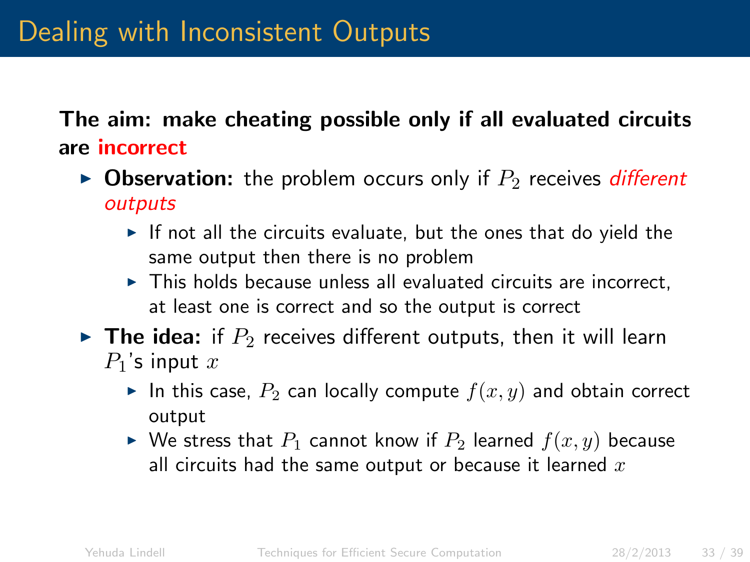# Dealing with Inconsistent Outputs

**The aim: make cheating possible only if all evaluated circuits are incorrect**

- **Observation:** the problem occurs only if $P_2$ receives *different outputs*
  - If not all the circuits evaluate, but the ones that do yield the same output then there is no problem
  - This holds because unless all evaluated circuits are incorrect, at least one is correct and so the output is correct
- **The idea:** if $P_2$ receives different outputs, then it will learn $P_1$'s input $x$
  - In this case, $P_2$ can locally compute $f(x, y)$ and obtain correct output
  - We stress that $P_1$ cannot know if $P_2$ learned $f(x, y)$ because all circuits had the same output or because it learned $x$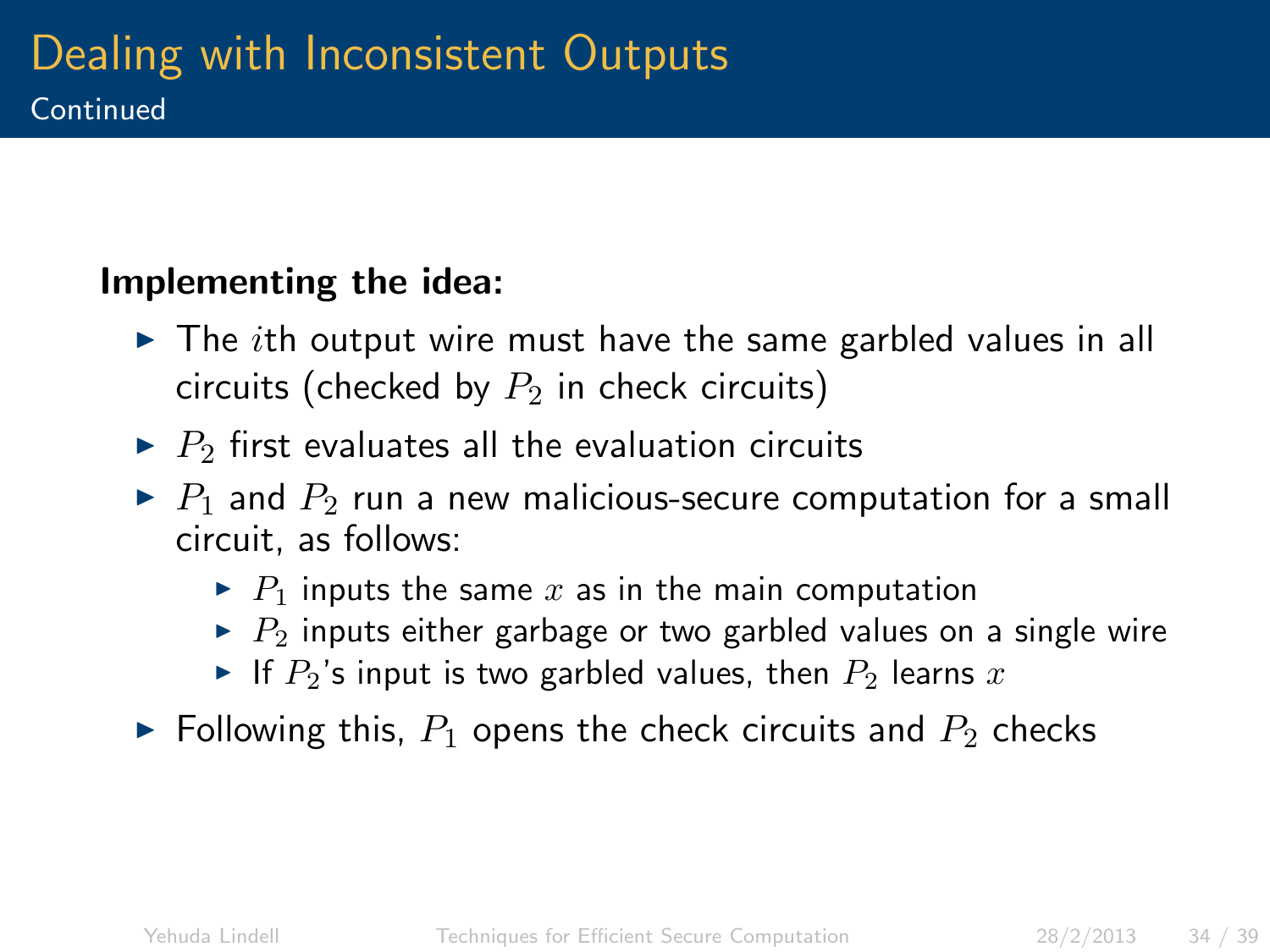# Dealing with Inconsistent Outputs

Continued

**Implementing the idea:**

- The $i$th output wire must have the same garbled values in all circuits (checked by $P_2$ in check circuits)
- $P_2$ first evaluates all the evaluation circuits
- $P_1$ and $P_2$ run a new malicious-secure computation for a small circuit, as follows:
  - $P_1$ inputs the same $x$ as in the main computation
  - $P_2$ inputs either garbage or two garbled values on a single wire
  - If $P_2$'s input is two garbled values, then $P_2$ learns $x$
- Following this, $P_1$ opens the check circuits and $P_2$ checks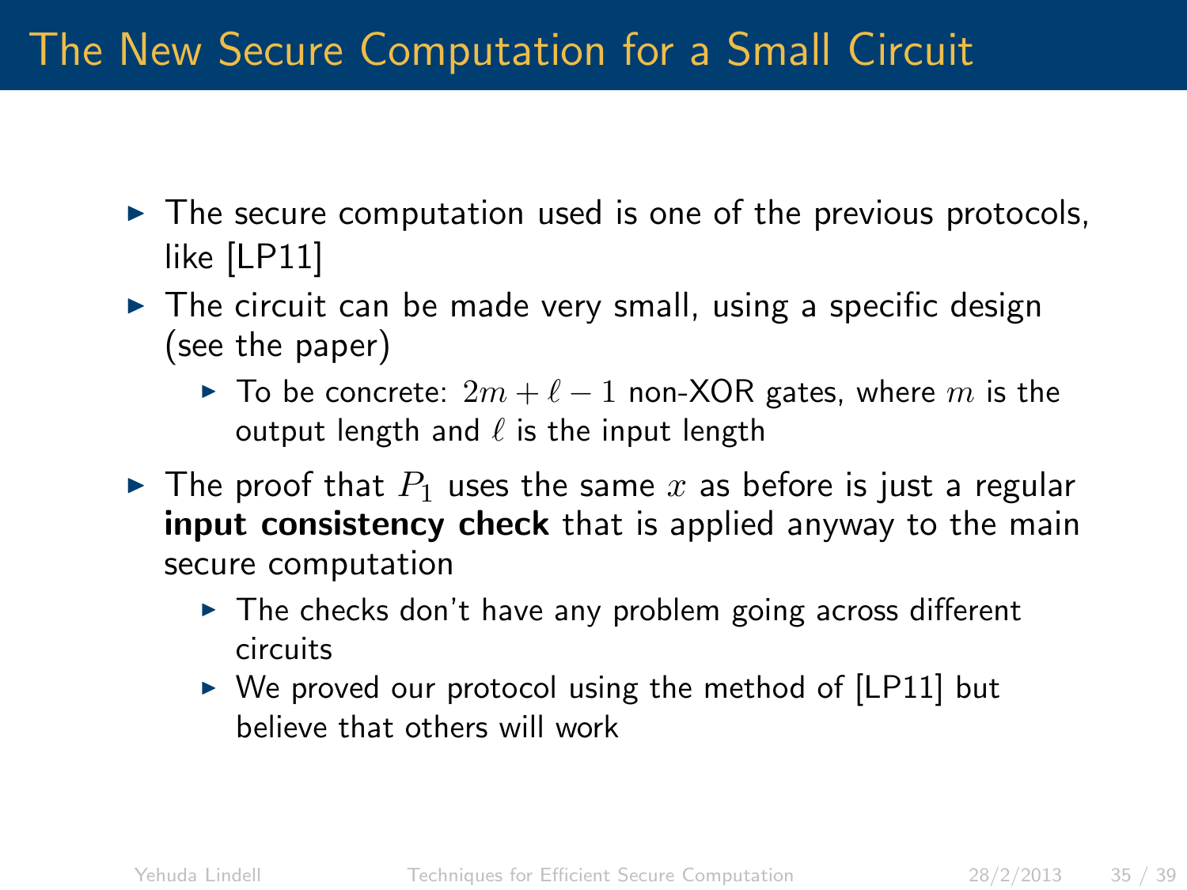# The New Secure Computation for a Small Circuit

- The secure computation used is one of the previous protocols, like [LP11]
- The circuit can be made very small, using a specific design (see the paper)
  - To be concrete: $2m + \ell - 1$ non-XOR gates, where $m$ is the output length and $\ell$ is the input length
- The proof that $P_1$ uses the same $x$ as before is just a regular **input consistency check** that is applied anyway to the main secure computation
  - The checks don't have any problem going across different circuits
  - We proved our protocol using the method of [LP11] but believe that others will work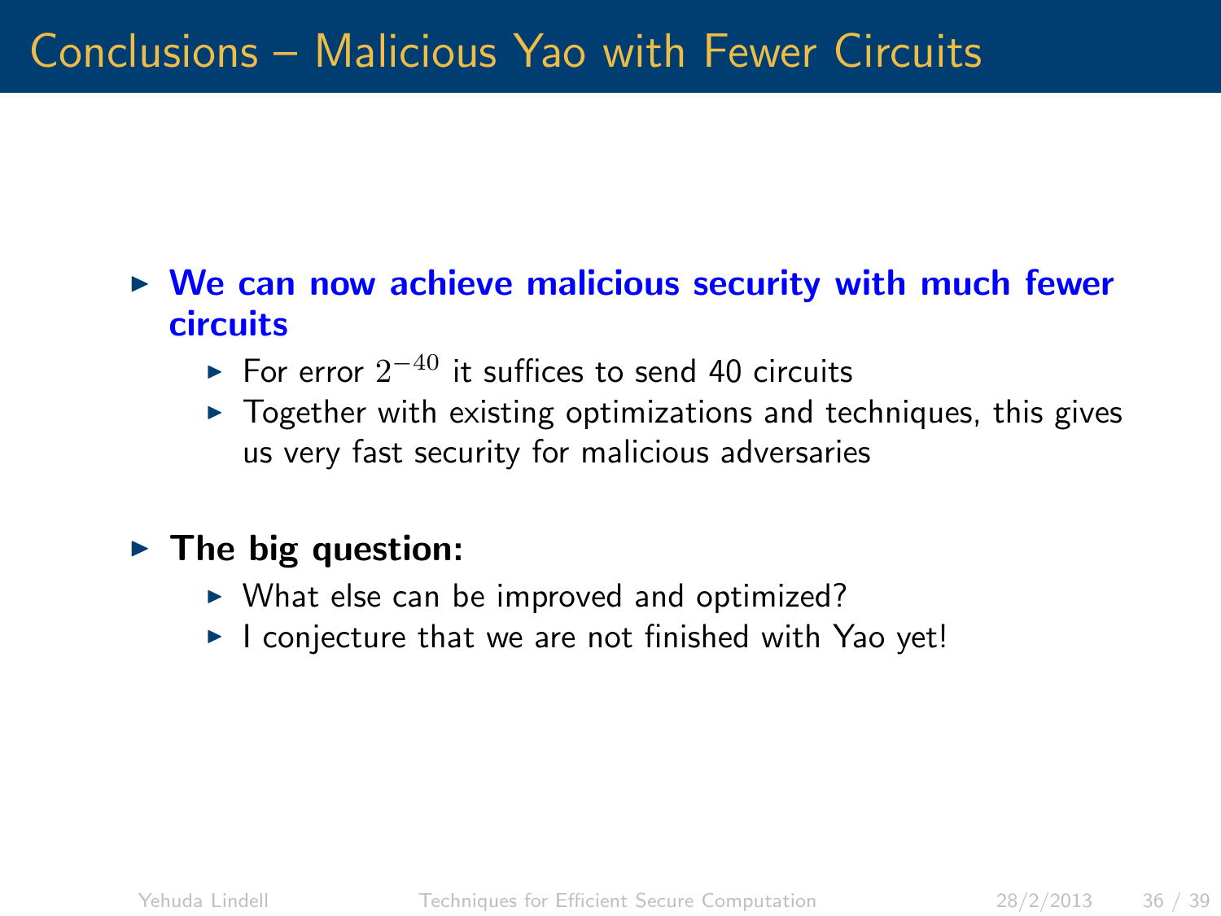# Conclusions – Malicious Yao with Fewer Circuits

- **We can now achieve malicious security with much fewer circuits**
  - For error $2^{-40}$ it suffices to send 40 circuits
  - Together with existing optimizations and techniques, this gives us very fast security for malicious adversaries

- **The big question:**
  - What else can be improved and optimized?
  - I conjecture that we are not finished with Yao yet!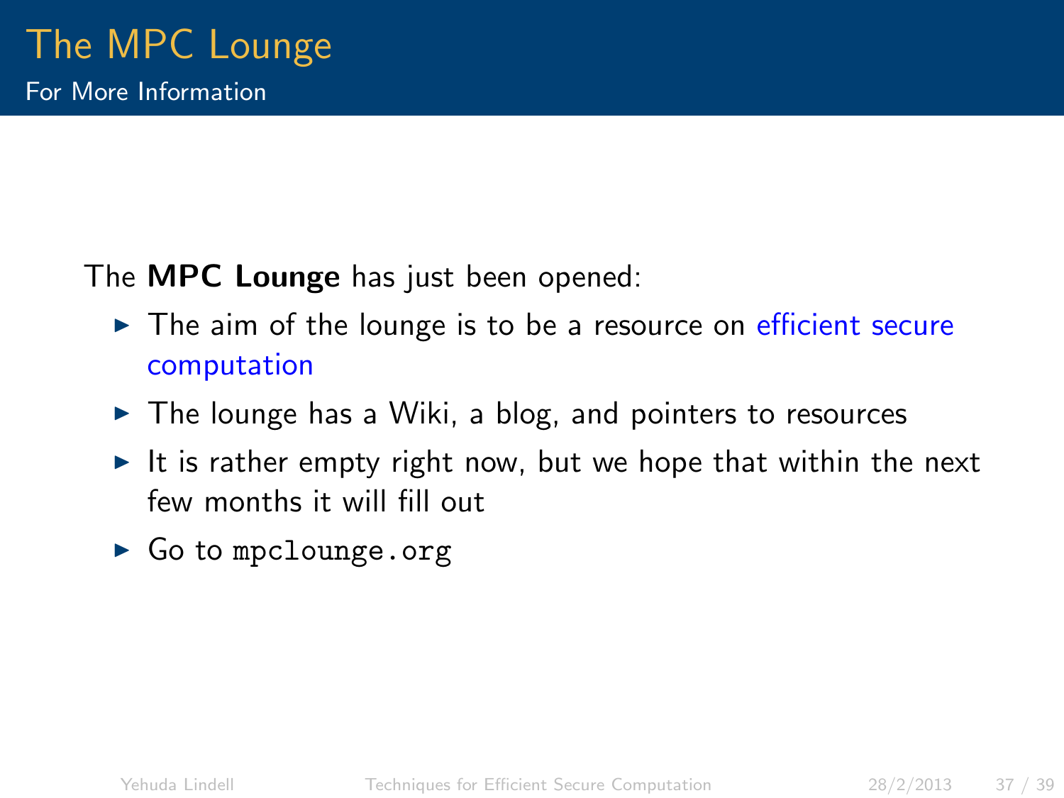# The MPC Lounge

## For More Information

The **MPC Lounge** has just been opened:

- The aim of the lounge is to be a resource on efficient secure computation
- The lounge has a Wiki, a blog, and pointers to resources
- It is rather empty right now, but we hope that within the next few months it will fill out
- Go to `mpclounge.org`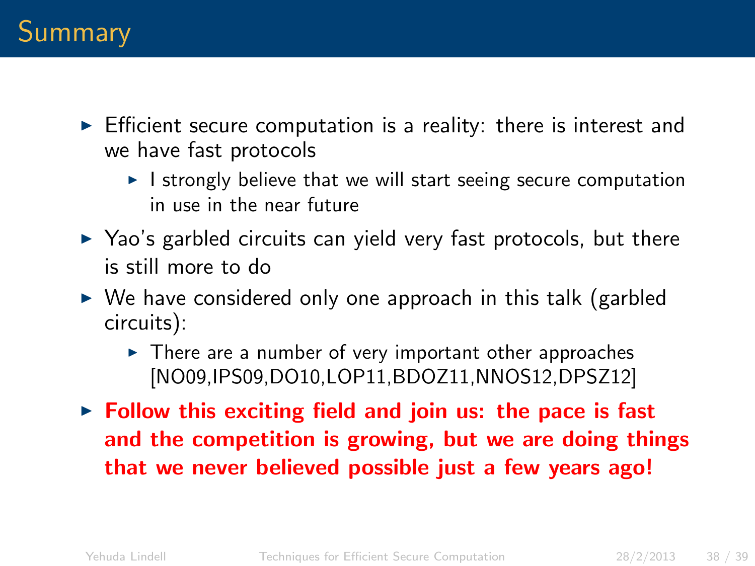# Summary

- Efficient secure computation is a reality: there is interest and we have fast protocols
  - I strongly believe that we will start seeing secure computation in use in the near future
- Yao's garbled circuits can yield very fast protocols, but there is still more to do
- We have considered only one approach in this talk (garbled circuits):
  - There are a number of very important other approaches [NO09,IPS09,DO10,LOP11,BDOZ11,NNOS12,DPSZ12]
- **Follow this exciting field and join us: the pace is fast and the competition is growing, but we are doing things that we never believed possible just a few years ago!**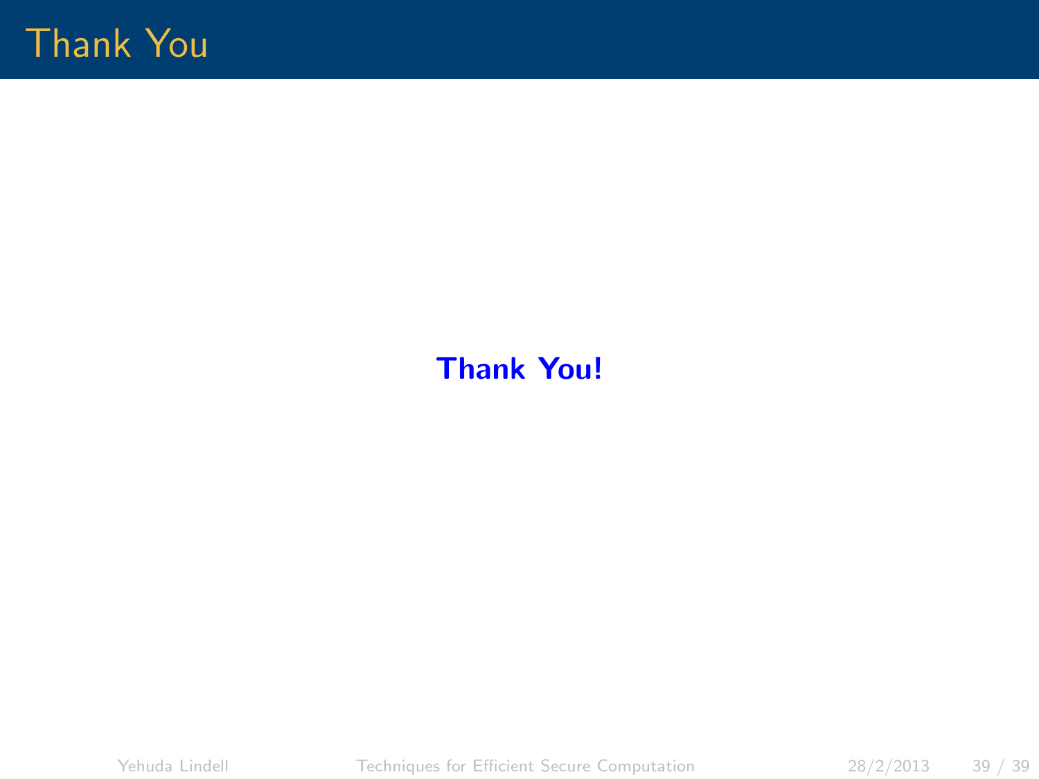# Thank You

**Thank You!**